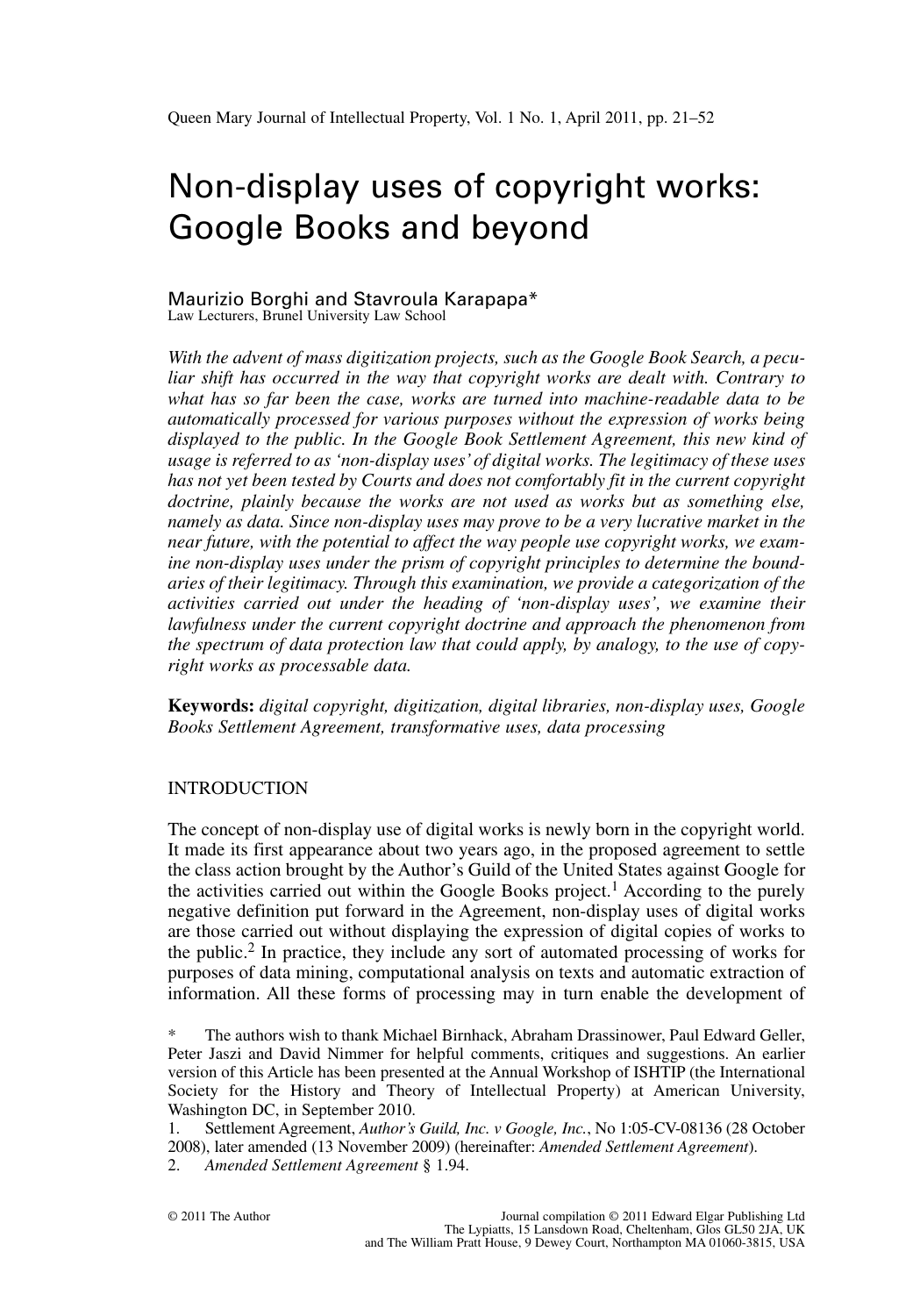# Non-display uses of copyright works: Google Books and beyond

Maurizio Borghi and Stavroula Karapapa*
Law Lecturers, Brunel University Law School

*With the advent of mass digitization projects, such as the Google Book Search, a peculiar shift has occurred in the way that copyright works are dealt with. Contrary to what has so far been the case, works are turned into machine-readable data to be automatically processed for various purposes without the expression of works being displayed to the public. In the Google Book Settlement Agreement, this new kind of usage is referred to as 'non-display uses' of digital works. The legitimacy of these uses has not yet been tested by Courts and does not comfortably fit in the current copyright doctrine, plainly because the works are not used as works but as something else, namely as data. Since non-display uses may prove to be a very lucrative market in the near future, with the potential to affect the way people use copyright works, we examine non-display uses under the prism of copyright principles to determine the boundaries of their legitimacy. Through this examination, we provide a categorization of the activities carried out under the heading of 'non-display uses', we examine their lawfulness under the current copyright doctrine and approach the phenomenon from the spectrum of data protection law that could apply, by analogy, to the use of copyright works as processable data.*

**Keywords:** *digital copyright, digitization, digital libraries, non-display uses, Google Books Settlement Agreement, transformative uses, data processing*

## INTRODUCTION

The concept of non-display use of digital works is newly born in the copyright world. It made its first appearance about two years ago, in the proposed agreement to settle the class action brought by the Author's Guild of the United States against Google for the activities carried out within the Google Books project.[1] According to the purely negative definition put forward in the Agreement, non-display uses of digital works are those carried out without displaying the expression of digital copies of works to the public.[2] In practice, they include any sort of automated processing of works for purposes of data mining, computational analysis on texts and automatic extraction of information. All these forms of processing may in turn enable the development of

\* The authors wish to thank Michael Birnhack, Abraham Drassinower, Paul Edward Geller, Peter Jaszi and David Nimmer for helpful comments, critiques and suggestions. An earlier version of this Article has been presented at the Annual Workshop of ISHTIP (the International Society for the History and Theory of Intellectual Property) at American University, Washington DC, in September 2010.

1. Settlement Agreement, *Author's Guild, Inc. v Google, Inc.*, No 1:05-CV-08136 (28 October 2008), later amended (13 November 2009) (hereinafter: *Amended Settlement Agreement*).

2. *Amended Settlement Agreement* § 1.94.

© 2011 The Author

Journal compilation © 2011 Edward Elgar Publishing Ltd
The Lypiatts, 15 Lansdown Road, Cheltenham, Glos GL50 2JA, UK
and The William Pratt House, 9 Dewey Court, Northampton MA 01060-3815, USA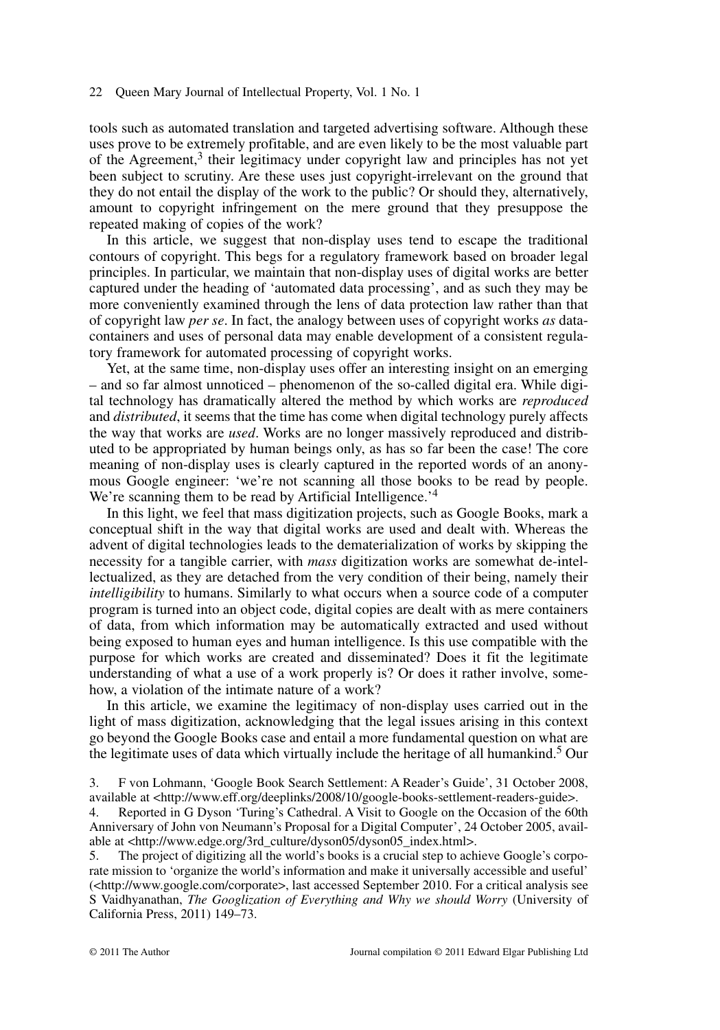tools such as automated translation and targeted advertising software. Although these uses prove to be extremely profitable, and are even likely to be the most valuable part of the Agreement,[3] their legitimacy under copyright law and principles has not yet been subject to scrutiny. Are these uses just copyright-irrelevant on the ground that they do not entail the display of the work to the public? Or should they, alternatively, amount to copyright infringement on the mere ground that they presuppose the repeated making of copies of the work?

In this article, we suggest that non-display uses tend to escape the traditional contours of copyright. This begs for a regulatory framework based on broader legal principles. In particular, we maintain that non-display uses of digital works are better captured under the heading of 'automated data processing', and as such they may be more conveniently examined through the lens of data protection law rather than that of copyright law *per se*. In fact, the analogy between uses of copyright works *as* data-containers and uses of personal data may enable development of a consistent regulatory framework for automated processing of copyright works.

Yet, at the same time, non-display uses offer an interesting insight on an emerging – and so far almost unnoticed – phenomenon of the so-called digital era. While digital technology has dramatically altered the method by which works are *reproduced* and *distributed*, it seems that the time has come when digital technology purely affects the way that works are *used*. Works are no longer massively reproduced and distributed to be appropriated by human beings only, as has so far been the case! The core meaning of non-display uses is clearly captured in the reported words of an anonymous Google engineer: 'we're not scanning all those books to be read by people. We're scanning them to be read by Artificial Intelligence.'[4]

In this light, we feel that mass digitization projects, such as Google Books, mark a conceptual shift in the way that digital works are used and dealt with. Whereas the advent of digital technologies leads to the dematerialization of works by skipping the necessity for a tangible carrier, with *mass* digitization works are somewhat de-intellectualized, as they are detached from the very condition of their being, namely their *intelligibility* to humans. Similarly to what occurs when a source code of a computer program is turned into an object code, digital copies are dealt with as mere containers of data, from which information may be automatically extracted and used without being exposed to human eyes and human intelligence. Is this use compatible with the purpose for which works are created and disseminated? Does it fit the legitimate understanding of what a use of a work properly is? Or does it rather involve, somehow, a violation of the intimate nature of a work?

In this article, we examine the legitimacy of non-display uses carried out in the light of mass digitization, acknowledging that the legal issues arising in this context go beyond the Google Books case and entail a more fundamental question on what are the legitimate uses of data which virtually include the heritage of all humankind.[5] Our

3. F von Lohmann, 'Google Book Search Settlement: A Reader's Guide', 31 October 2008, available at <http://www.eff.org/deeplinks/2008/10/google-books-settlement-readers-guide>.

4. Reported in G Dyson 'Turing's Cathedral. A Visit to Google on the Occasion of the 60th Anniversary of John von Neumann's Proposal for a Digital Computer', 24 October 2005, available at <http://www.edge.org/3rd_culture/dyson05/dyson05_index.html>.

5. The project of digitizing all the world's books is a crucial step to achieve Google's corporate mission to 'organize the world's information and make it universally accessible and useful' (<http://www.google.com/corporate>, last accessed September 2010. For a critical analysis see S Vaidhyanathan, *The Googlization of Everything and Why we should Worry* (University of California Press, 2011) 149–73.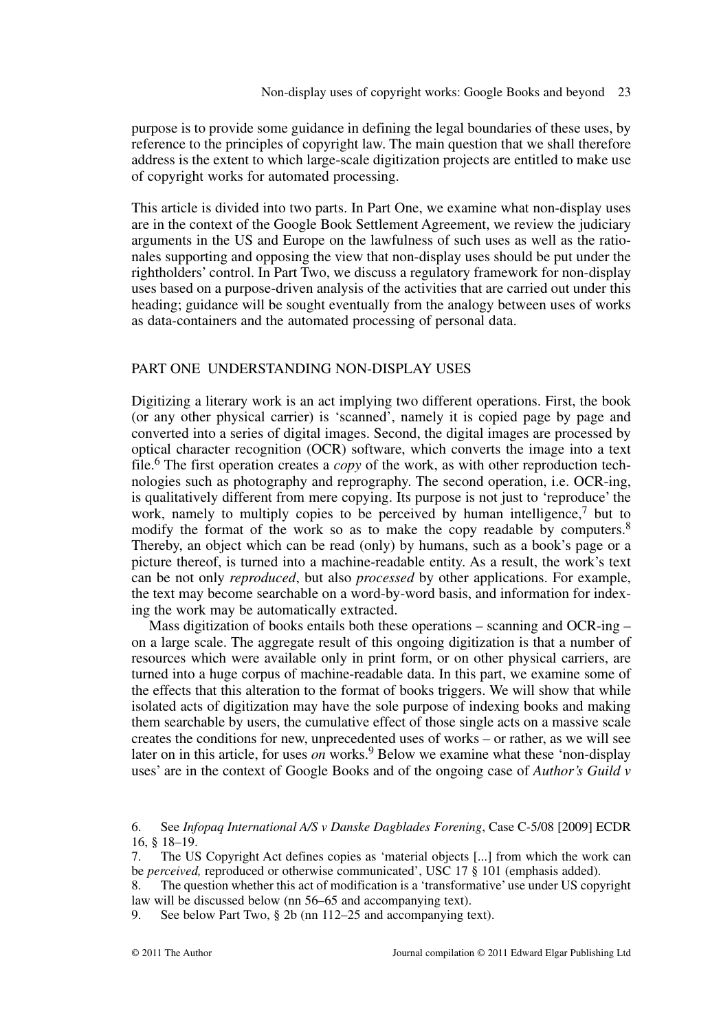purpose is to provide some guidance in defining the legal boundaries of these uses, by reference to the principles of copyright law. The main question that we shall therefore address is the extent to which large-scale digitization projects are entitled to make use of copyright works for automated processing.

This article is divided into two parts. In Part One, we examine what non-display uses are in the context of the Google Book Settlement Agreement, we review the judiciary arguments in the US and Europe on the lawfulness of such uses as well as the rationales supporting and opposing the view that non-display uses should be put under the rightholders' control. In Part Two, we discuss a regulatory framework for non-display uses based on a purpose-driven analysis of the activities that are carried out under this heading; guidance will be sought eventually from the analogy between uses of works as data-containers and the automated processing of personal data.

## PART ONE UNDERSTANDING NON-DISPLAY USES

Digitizing a literary work is an act implying two different operations. First, the book (or any other physical carrier) is 'scanned', namely it is copied page by page and converted into a series of digital images. Second, the digital images are processed by optical character recognition (OCR) software, which converts the image into a text file.[6] The first operation creates a *copy* of the work, as with other reproduction technologies such as photography and reprography. The second operation, i.e. OCR-ing, is qualitatively different from mere copying. Its purpose is not just to 'reproduce' the work, namely to multiply copies to be perceived by human intelligence,[7] but to modify the format of the work so as to make the copy readable by computers.[8] Thereby, an object which can be read (only) by humans, such as a book's page or a picture thereof, is turned into a machine-readable entity. As a result, the work's text can be not only *reproduced*, but also *processed* by other applications. For example, the text may become searchable on a word-by-word basis, and information for indexing the work may be automatically extracted.

Mass digitization of books entails both these operations – scanning and OCR-ing – on a large scale. The aggregate result of this ongoing digitization is that a number of resources which were available only in print form, or on other physical carriers, are turned into a huge corpus of machine-readable data. In this part, we examine some of the effects that this alteration to the format of books triggers. We will show that while isolated acts of digitization may have the sole purpose of indexing books and making them searchable by users, the cumulative effect of those single acts on a massive scale creates the conditions for new, unprecedented uses of works – or rather, as we will see later on in this article, for uses *on* works.[9] Below we examine what these 'non-display uses' are in the context of Google Books and of the ongoing case of *Author's Guild v*

6. See *Infopaq International A/S v Danske Dagblades Forening*, Case C-5/08 [2009] ECDR 16, § 18–19.
7. The US Copyright Act defines copies as 'material objects [...] from which the work can be *perceived,* reproduced or otherwise communicated', USC 17 § 101 (emphasis added).
8. The question whether this act of modification is a 'transformative' use under US copyright law will be discussed below (nn 56–65 and accompanying text).
9. See below Part Two, § 2b (nn 112–25 and accompanying text).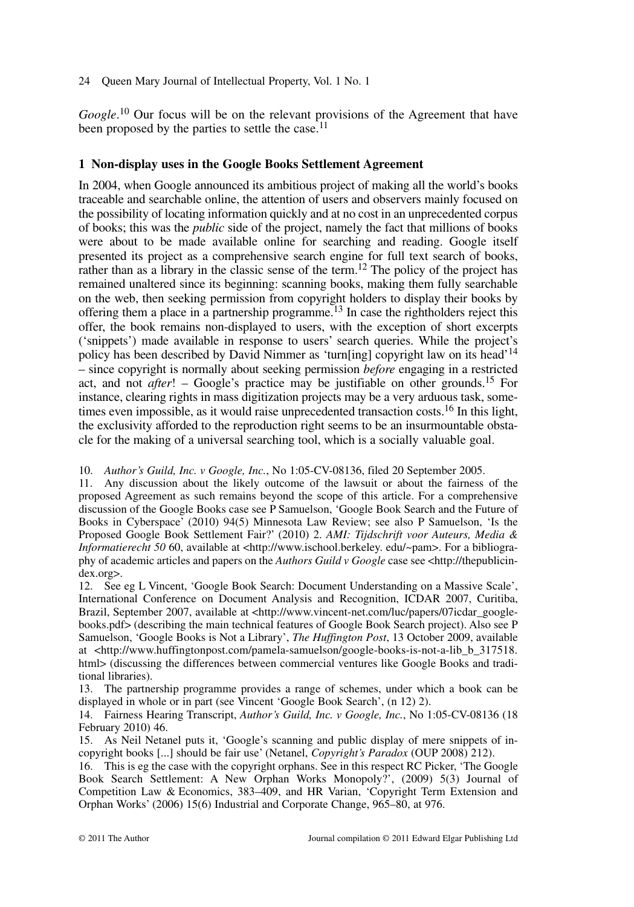*Google*.[10] Our focus will be on the relevant provisions of the Agreement that have been proposed by the parties to settle the case.[11]

## 1 Non-display uses in the Google Books Settlement Agreement

In 2004, when Google announced its ambitious project of making all the world's books traceable and searchable online, the attention of users and observers mainly focused on the possibility of locating information quickly and at no cost in an unprecedented corpus of books; this was the *public* side of the project, namely the fact that millions of books were about to be made available online for searching and reading. Google itself presented its project as a comprehensive search engine for full text search of books, rather than as a library in the classic sense of the term.[12] The policy of the project has remained unaltered since its beginning: scanning books, making them fully searchable on the web, then seeking permission from copyright holders to display their books by offering them a place in a partnership programme.[13] In case the rightholders reject this offer, the book remains non-displayed to users, with the exception of short excerpts ('snippets') made available in response to users' search queries. While the project's policy has been described by David Nimmer as 'turn[ing] copyright law on its head'[14] – since copyright is normally about seeking permission *before* engaging in a restricted act, and not *after*! – Google's practice may be justifiable on other grounds.[15] For instance, clearing rights in mass digitization projects may be a very arduous task, sometimes even impossible, as it would raise unprecedented transaction costs.[16] In this light, the exclusivity afforded to the reproduction right seems to be an insurmountable obstacle for the making of a universal searching tool, which is a socially valuable goal.

10. *Author's Guild, Inc. v Google, Inc.*, No 1:05-CV-08136, filed 20 September 2005.

11. Any discussion about the likely outcome of the lawsuit or about the fairness of the proposed Agreement as such remains beyond the scope of this article. For a comprehensive discussion of the Google Books case see P Samuelson, 'Google Book Search and the Future of Books in Cyberspace' (2010) 94(5) Minnesota Law Review; see also P Samuelson, 'Is the Proposed Google Book Settlement Fair?' (2010) 2. *AMI: Tijdschrift voor Auteurs, Media & Informatierecht 50* 60, available at <http://www.ischool.berkeley. edu/~pam>. For a bibliography of academic articles and papers on the *Authors Guild v Google* case see <http://thepublicindex.org>.

12. See eg L Vincent, 'Google Book Search: Document Understanding on a Massive Scale', International Conference on Document Analysis and Recognition, ICDAR 2007, Curitiba, Brazil, September 2007, available at <http://www.vincent-net.com/luc/papers/07icdar_googlebooks.pdf> (describing the main technical features of Google Book Search project). Also see P Samuelson, 'Google Books is Not a Library', *The Huffington Post*, 13 October 2009, available at <http://www.huffingtonpost.com/pamela-samuelson/google-books-is-not-a-lib_b_317518.html> (discussing the differences between commercial ventures like Google Books and traditional libraries).

13. The partnership programme provides a range of schemes, under which a book can be displayed in whole or in part (see Vincent 'Google Book Search', (n 12) 2).

14. Fairness Hearing Transcript, *Author's Guild, Inc. v Google, Inc.*, No 1:05-CV-08136 (18 February 2010) 46.

15. As Neil Netanel puts it, 'Google's scanning and public display of mere snippets of in-copyright books [...] should be fair use' (Netanel, *Copyright's Paradox* (OUP 2008) 212).

16. This is eg the case with the copyright orphans. See in this respect RC Picker, 'The Google Book Search Settlement: A New Orphan Works Monopoly?', (2009) 5(3) Journal of Competition Law & Economics, 383–409, and HR Varian, 'Copyright Term Extension and Orphan Works' (2006) 15(6) Industrial and Corporate Change, 965–80, at 976.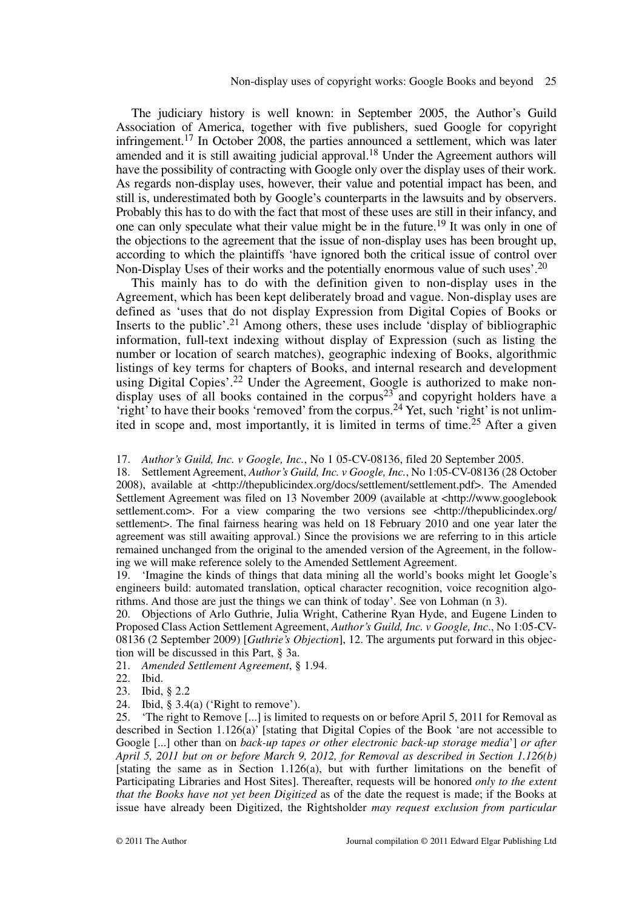The judiciary history is well known: in September 2005, the Author's Guild Association of America, together with five publishers, sued Google for copyright infringement.[17] In October 2008, the parties announced a settlement, which was later amended and it is still awaiting judicial approval.[18] Under the Agreement authors will have the possibility of contracting with Google only over the display uses of their work. As regards non-display uses, however, their value and potential impact has been, and still is, underestimated both by Google's counterparts in the lawsuits and by observers. Probably this has to do with the fact that most of these uses are still in their infancy, and one can only speculate what their value might be in the future.[19] It was only in one of the objections to the agreement that the issue of non-display uses has been brought up, according to which the plaintiffs 'have ignored both the critical issue of control over Non-Display Uses of their works and the potentially enormous value of such uses'.[20]

This mainly has to do with the definition given to non-display uses in the Agreement, which has been kept deliberately broad and vague. Non-display uses are defined as 'uses that do not display Expression from Digital Copies of Books or Inserts to the public'.[21] Among others, these uses include 'display of bibliographic information, full-text indexing without display of Expression (such as listing the number or location of search matches), geographic indexing of Books, algorithmic listings of key terms for chapters of Books, and internal research and development using Digital Copies'.[22] Under the Agreement, Google is authorized to make non-display uses of all books contained in the corpus[23] and copyright holders have a 'right' to have their books 'removed' from the corpus.[24] Yet, such 'right' is not unlimited in scope and, most importantly, it is limited in terms of time.[25] After a given

17. *Author's Guild, Inc. v Google, Inc.*, No 1 05-CV-08136, filed 20 September 2005.

18. Settlement Agreement, *Author's Guild, Inc. v Google, Inc.*, No 1:05-CV-08136 (28 October 2008), available at <http://thepublicindex.org/docs/settlement/settlement.pdf>. The Amended Settlement Agreement was filed on 13 November 2009 (available at <http://www.googlebook settlement.com>. For a view comparing the two versions see <http://thepublicindex.org/settlement>. The final fairness hearing was held on 18 February 2010 and one year later the agreement was still awaiting approval.) Since the provisions we are referring to in this article remained unchanged from the original to the amended version of the Agreement, in the following we will make reference solely to the Amended Settlement Agreement.

19. 'Imagine the kinds of things that data mining all the world's books might let Google's engineers build: automated translation, optical character recognition, voice recognition algorithms. And those are just the things we can think of today'. See von Lohman (n 3).

20. Objections of Arlo Guthrie, Julia Wright, Catherine Ryan Hyde, and Eugene Linden to Proposed Class Action Settlement Agreement, *Author's Guild, Inc. v Google, Inc*., No 1:05-CV-08136 (2 September 2009) [*Guthrie's Objection*], 12. The arguments put forward in this objection will be discussed in this Part, § 3a.

21. *Amended Settlement Agreement*, § 1.94.

22. Ibid.

23. Ibid, § 2.2

24. Ibid, § 3.4(a) ('Right to remove').

25. 'The right to Remove [...] is limited to requests on or before April 5, 2011 for Removal as described in Section 1.126(a)' [stating that Digital Copies of the Book 'are not accessible to Google [...] other than on *back-up tapes or other electronic back-up storage media*'] *or after April 5, 2011 but on or before March 9, 2012, for Removal as described in Section 1.126(b)* [stating the same as in Section 1.126(a), but with further limitations on the benefit of Participating Libraries and Host Sites]. Thereafter, requests will be honored *only to the extent that the Books have not yet been Digitized* as of the date the request is made; if the Books at issue have already been Digitized, the Rightsholder *may request exclusion from particular*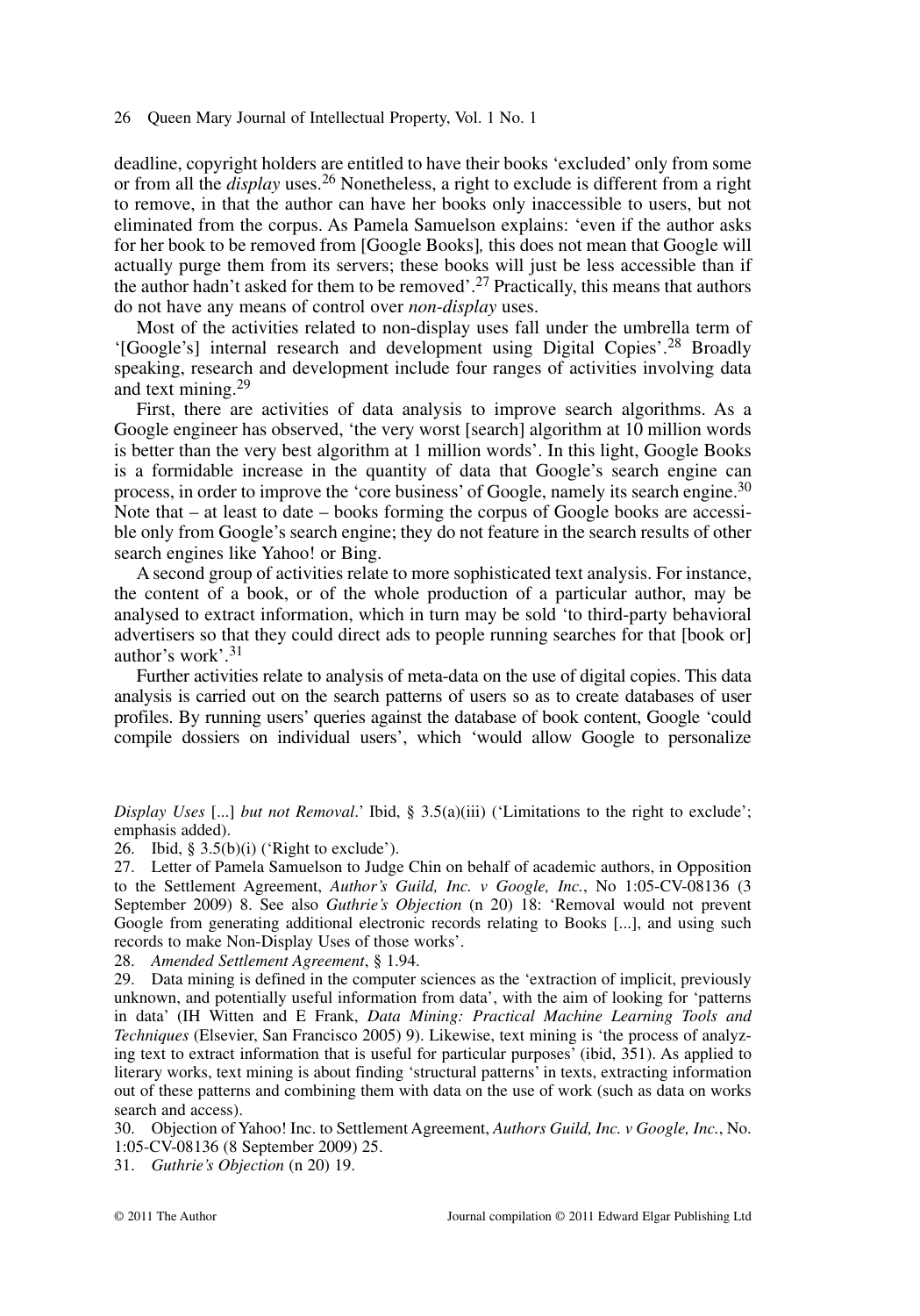deadline, copyright holders are entitled to have their books 'excluded' only from some or from all the *display* uses.[26] Nonetheless, a right to exclude is different from a right to remove, in that the author can have her books only inaccessible to users, but not eliminated from the corpus. As Pamela Samuelson explains: 'even if the author asks for her book to be removed from [Google Books]*,* this does not mean that Google will actually purge them from its servers; these books will just be less accessible than if the author hadn't asked for them to be removed'.[27] Practically, this means that authors do not have any means of control over *non-display* uses.

Most of the activities related to non-display uses fall under the umbrella term of '[Google's] internal research and development using Digital Copies'.[28] Broadly speaking, research and development include four ranges of activities involving data and text mining.[29]

First, there are activities of data analysis to improve search algorithms. As a Google engineer has observed, 'the very worst [search] algorithm at 10 million words is better than the very best algorithm at 1 million words'. In this light, Google Books is a formidable increase in the quantity of data that Google's search engine can process, in order to improve the 'core business' of Google, namely its search engine.[30] Note that – at least to date – books forming the corpus of Google books are accessible only from Google's search engine; they do not feature in the search results of other search engines like Yahoo! or Bing.

A second group of activities relate to more sophisticated text analysis. For instance, the content of a book, or of the whole production of a particular author, may be analysed to extract information, which in turn may be sold 'to third-party behavioral advertisers so that they could direct ads to people running searches for that [book or] author's work'.[31]

Further activities relate to analysis of meta-data on the use of digital copies. This data analysis is carried out on the search patterns of users so as to create databases of user profiles. By running users' queries against the database of book content, Google 'could compile dossiers on individual users', which 'would allow Google to personalize

---

*Display Uses* [...] *but not Removal*.' Ibid, § 3.5(a)(iii) ('Limitations to the right to exclude'; emphasis added).

26. Ibid, § 3.5(b)(i) ('Right to exclude').

27. Letter of Pamela Samuelson to Judge Chin on behalf of academic authors, in Opposition to the Settlement Agreement, *Author's Guild, Inc. v Google, Inc.*, No 1:05-CV-08136 (3 September 2009) 8. See also *Guthrie's Objection* (n 20) 18: 'Removal would not prevent Google from generating additional electronic records relating to Books [...], and using such records to make Non-Display Uses of those works'.

28. *Amended Settlement Agreement*, § 1.94.

29. Data mining is defined in the computer sciences as the 'extraction of implicit, previously unknown, and potentially useful information from data', with the aim of looking for 'patterns in data' (IH Witten and E Frank, *Data Mining: Practical Machine Learning Tools and Techniques* (Elsevier, San Francisco 2005) 9). Likewise, text mining is 'the process of analyzing text to extract information that is useful for particular purposes' (ibid, 351). As applied to literary works, text mining is about finding 'structural patterns' in texts, extracting information out of these patterns and combining them with data on the use of work (such as data on works search and access).

30. Objection of Yahoo! Inc. to Settlement Agreement, *Authors Guild, Inc. v Google, Inc.*, No. 1:05-CV-08136 (8 September 2009) 25.

31. *Guthrie's Objection* (n 20) 19.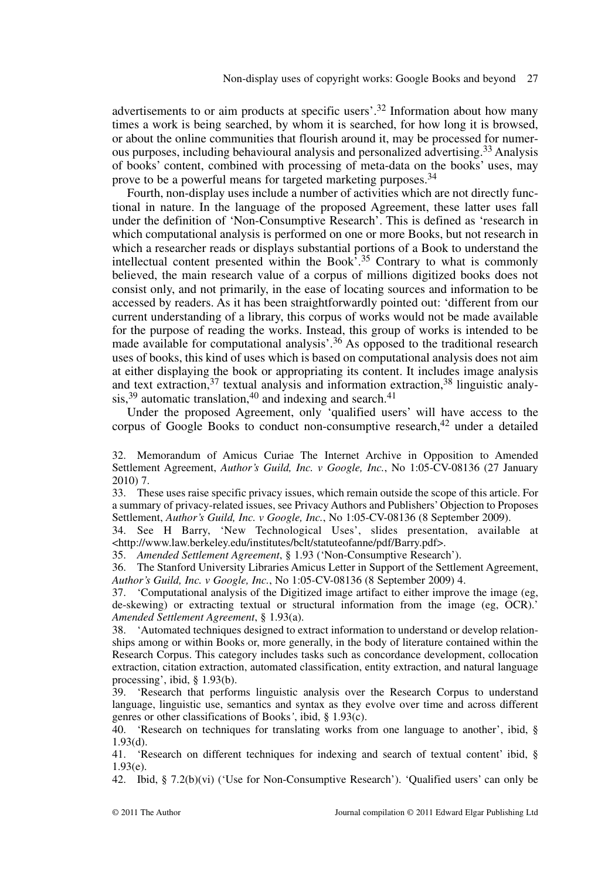advertisements to or aim products at specific users'.[32] Information about how many times a work is being searched, by whom it is searched, for how long it is browsed, or about the online communities that flourish around it, may be processed for numerous purposes, including behavioural analysis and personalized advertising.[33] Analysis of books' content, combined with processing of meta-data on the books' uses, may prove to be a powerful means for targeted marketing purposes.[34]

Fourth, non-display uses include a number of activities which are not directly functional in nature. In the language of the proposed Agreement, these latter uses fall under the definition of 'Non-Consumptive Research'. This is defined as 'research in which computational analysis is performed on one or more Books, but not research in which a researcher reads or displays substantial portions of a Book to understand the intellectual content presented within the Book'.[35] Contrary to what is commonly believed, the main research value of a corpus of millions digitized books does not consist only, and not primarily, in the ease of locating sources and information to be accessed by readers. As it has been straightforwardly pointed out: 'different from our current understanding of a library, this corpus of works would not be made available for the purpose of reading the works. Instead, this group of works is intended to be made available for computational analysis'.[36] As opposed to the traditional research uses of books, this kind of uses which is based on computational analysis does not aim at either displaying the book or appropriating its content. It includes image analysis and text extraction,[37] textual analysis and information extraction,[38] linguistic analysis,[39] automatic translation,[40] and indexing and search.[41]

Under the proposed Agreement, only 'qualified users' will have access to the corpus of Google Books to conduct non-consumptive research,[42] under a detailed

32. Memorandum of Amicus Curiae The Internet Archive in Opposition to Amended Settlement Agreement, *Author's Guild, Inc. v Google, Inc.*, No 1:05-CV-08136 (27 January 2010) 7.

33. These uses raise specific privacy issues, which remain outside the scope of this article. For a summary of privacy-related issues, see Privacy Authors and Publishers' Objection to Proposes Settlement, *Author's Guild, Inc. v Google, Inc.*, No 1:05-CV-08136 (8 September 2009).

34. See H Barry, 'New Technological Uses', slides presentation, available at <http://www.law.berkeley.edu/institutes/bclt/statuteofanne/pdf/Barry.pdf>.

35. *Amended Settlement Agreement*, § 1.93 ('Non-Consumptive Research').

36. The Stanford University Libraries Amicus Letter in Support of the Settlement Agreement, *Author's Guild, Inc. v Google, Inc.*, No 1:05-CV-08136 (8 September 2009) 4.

37. 'Computational analysis of the Digitized image artifact to either improve the image (eg, de-skewing) or extracting textual or structural information from the image (eg, OCR).' *Amended Settlement Agreement*, § 1.93(a).

38. 'Automated techniques designed to extract information to understand or develop relationships among or within Books or, more generally, in the body of literature contained within the Research Corpus. This category includes tasks such as concordance development, collocation extraction, citation extraction, automated classification, entity extraction, and natural language processing', ibid, § 1.93(b).

39. 'Research that performs linguistic analysis over the Research Corpus to understand language, linguistic use, semantics and syntax as they evolve over time and across different genres or other classifications of Books', ibid, § 1.93(c).

40. 'Research on techniques for translating works from one language to another', ibid, § 1.93(d).

41. 'Research on different techniques for indexing and search of textual content' ibid, § 1.93(e).

42. Ibid, § 7.2(b)(vi) ('Use for Non-Consumptive Research'). 'Qualified users' can only be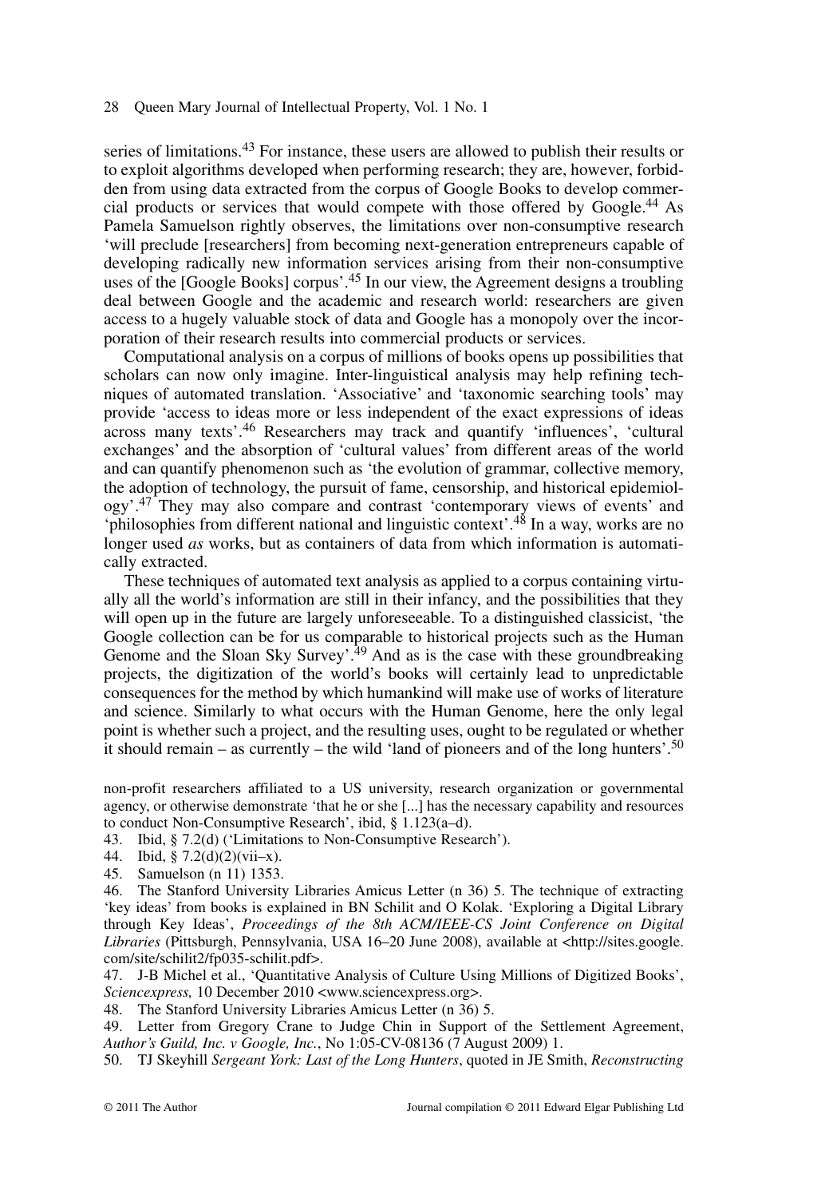series of limitations.[43] For instance, these users are allowed to publish their results or to exploit algorithms developed when performing research; they are, however, forbidden from using data extracted from the corpus of Google Books to develop commercial products or services that would compete with those offered by Google.[44] As Pamela Samuelson rightly observes, the limitations over non-consumptive research 'will preclude [researchers] from becoming next-generation entrepreneurs capable of developing radically new information services arising from their non-consumptive uses of the [Google Books] corpus'.[45] In our view, the Agreement designs a troubling deal between Google and the academic and research world: researchers are given access to a hugely valuable stock of data and Google has a monopoly over the incorporation of their research results into commercial products or services.

Computational analysis on a corpus of millions of books opens up possibilities that scholars can now only imagine. Inter-linguistical analysis may help refining techniques of automated translation. 'Associative' and 'taxonomic searching tools' may provide 'access to ideas more or less independent of the exact expressions of ideas across many texts'.[46] Researchers may track and quantify 'influences', 'cultural exchanges' and the absorption of 'cultural values' from different areas of the world and can quantify phenomenon such as 'the evolution of grammar, collective memory, the adoption of technology, the pursuit of fame, censorship, and historical epidemiology'.[47] They may also compare and contrast 'contemporary views of events' and 'philosophies from different national and linguistic context'.[48] In a way, works are no longer used *as* works, but as containers of data from which information is automatically extracted.

These techniques of automated text analysis as applied to a corpus containing virtually all the world's information are still in their infancy, and the possibilities that they will open up in the future are largely unforeseeable. To a distinguished classicist, 'the Google collection can be for us comparable to historical projects such as the Human Genome and the Sloan Sky Survey'.[49] And as is the case with these groundbreaking projects, the digitization of the world's books will certainly lead to unpredictable consequences for the method by which humankind will make use of works of literature and science. Similarly to what occurs with the Human Genome, here the only legal point is whether such a project, and the resulting uses, ought to be regulated or whether it should remain – as currently – the wild 'land of pioneers and of the long hunters'.[50]

non-profit researchers affiliated to a US university, research organization or governmental agency, or otherwise demonstrate 'that he or she [...] has the necessary capability and resources to conduct Non-Consumptive Research', ibid, § 1.123(a–d).

43. Ibid, § 7.2(d) ('Limitations to Non-Consumptive Research').

44. Ibid, § 7.2(d)(2)(vii–x).

45. Samuelson (n 11) 1353.

46. The Stanford University Libraries Amicus Letter (n 36) 5. The technique of extracting 'key ideas' from books is explained in BN Schilit and O Kolak. 'Exploring a Digital Library through Key Ideas', *Proceedings of the 8th ACM/IEEE-CS Joint Conference on Digital Libraries* (Pittsburgh, Pennsylvania, USA 16–20 June 2008), available at <http://sites.google.com/site/schilit2/fp035-schilit.pdf>.

47. J-B Michel et al., 'Quantitative Analysis of Culture Using Millions of Digitized Books', *Sciencexpress,* 10 December 2010 <www.sciencexpress.org>.

48. The Stanford University Libraries Amicus Letter (n 36) 5.

49. Letter from Gregory Crane to Judge Chin in Support of the Settlement Agreement, *Author's Guild, Inc. v Google, Inc.*, No 1:05-CV-08136 (7 August 2009) 1.

50. TJ Skeyhill *Sergeant York: Last of the Long Hunters*, quoted in JE Smith, *Reconstructing*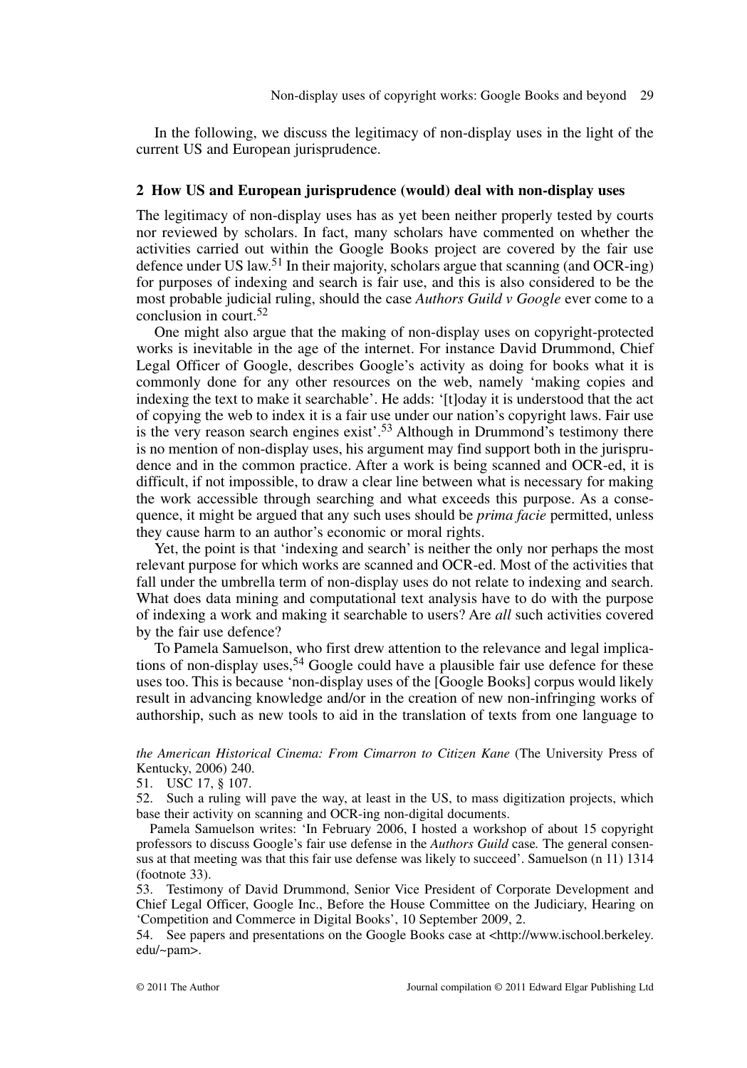In the following, we discuss the legitimacy of non-display uses in the light of the current US and European jurisprudence.

## 2 How US and European jurisprudence (would) deal with non-display uses

The legitimacy of non-display uses has as yet been neither properly tested by courts nor reviewed by scholars. In fact, many scholars have commented on whether the activities carried out within the Google Books project are covered by the fair use defence under US law.[51] In their majority, scholars argue that scanning (and OCR-ing) for purposes of indexing and search is fair use, and this is also considered to be the most probable judicial ruling, should the case *Authors Guild v Google* ever come to a conclusion in court.[52]

One might also argue that the making of non-display uses on copyright-protected works is inevitable in the age of the internet. For instance David Drummond, Chief Legal Officer of Google, describes Google's activity as doing for books what it is commonly done for any other resources on the web, namely 'making copies and indexing the text to make it searchable'. He adds: '[t]oday it is understood that the act of copying the web to index it is a fair use under our nation's copyright laws. Fair use is the very reason search engines exist'.[53] Although in Drummond's testimony there is no mention of non-display uses, his argument may find support both in the jurisprudence and in the common practice. After a work is being scanned and OCR-ed, it is difficult, if not impossible, to draw a clear line between what is necessary for making the work accessible through searching and what exceeds this purpose. As a consequence, it might be argued that any such uses should be *prima facie* permitted, unless they cause harm to an author's economic or moral rights.

Yet, the point is that 'indexing and search' is neither the only nor perhaps the most relevant purpose for which works are scanned and OCR-ed. Most of the activities that fall under the umbrella term of non-display uses do not relate to indexing and search. What does data mining and computational text analysis have to do with the purpose of indexing a work and making it searchable to users? Are *all* such activities covered by the fair use defence?

To Pamela Samuelson, who first drew attention to the relevance and legal implications of non-display uses,[54] Google could have a plausible fair use defence for these uses too. This is because 'non-display uses of the [Google Books] corpus would likely result in advancing knowledge and/or in the creation of new non-infringing works of authorship, such as new tools to aid in the translation of texts from one language to

*the American Historical Cinema: From Cimarron to Citizen Kane* (The University Press of Kentucky, 2006) 240.

51. USC 17, § 107.

52. Such a ruling will pave the way, at least in the US, to mass digitization projects, which base their activity on scanning and OCR-ing non-digital documents.

Pamela Samuelson writes: 'In February 2006, I hosted a workshop of about 15 copyright professors to discuss Google's fair use defense in the *Authors Guild* case. The general consensus at that meeting was that this fair use defense was likely to succeed'. Samuelson (n 11) 1314 (footnote 33).

53. Testimony of David Drummond, Senior Vice President of Corporate Development and Chief Legal Officer, Google Inc., Before the House Committee on the Judiciary, Hearing on 'Competition and Commerce in Digital Books', 10 September 2009, 2.

54. See papers and presentations on the Google Books case at <http://www.ischool.berkeley.edu/~pam>.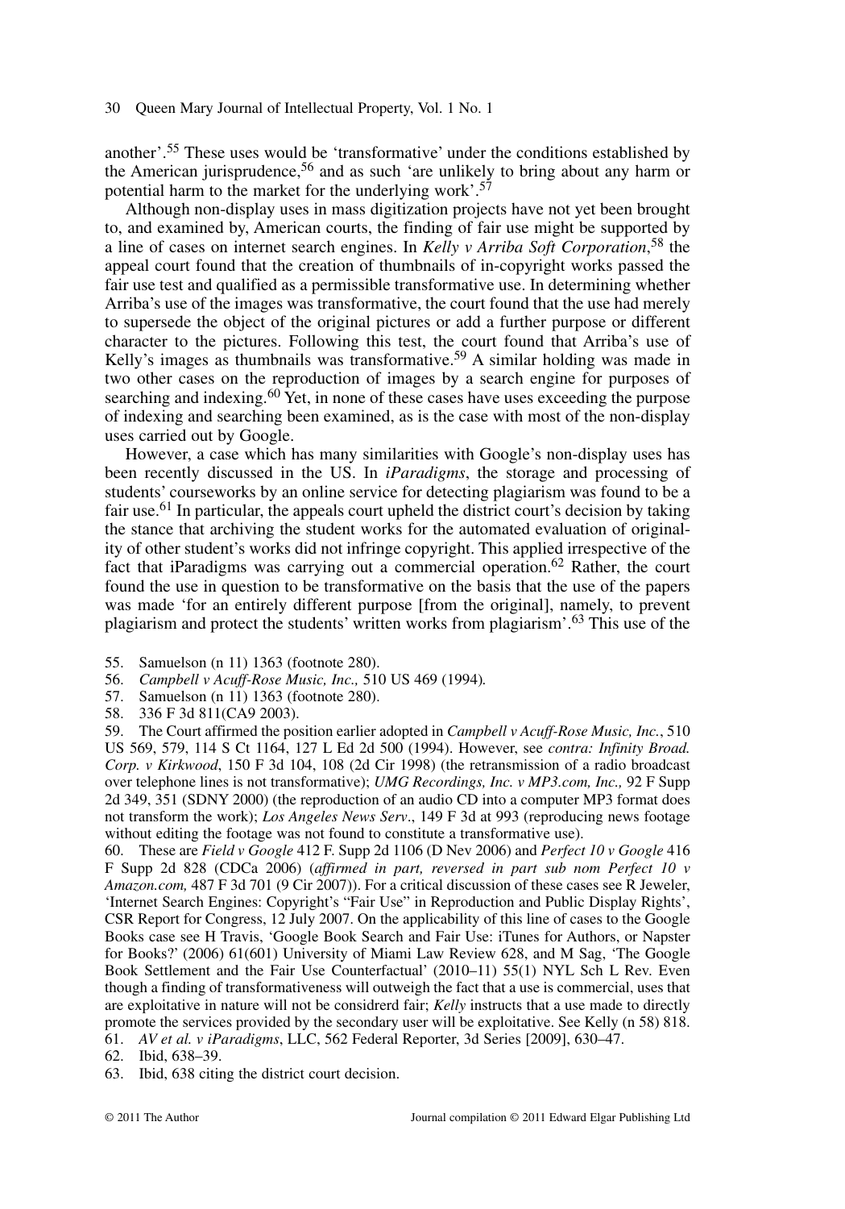another'.[55] These uses would be 'transformative' under the conditions established by the American jurisprudence,[56] and as such 'are unlikely to bring about any harm or potential harm to the market for the underlying work'.[57]

Although non-display uses in mass digitization projects have not yet been brought to, and examined by, American courts, the finding of fair use might be supported by a line of cases on internet search engines. In *Kelly v Arriba Soft Corporation*,[58] the appeal court found that the creation of thumbnails of in-copyright works passed the fair use test and qualified as a permissible transformative use. In determining whether Arriba's use of the images was transformative, the court found that the use had merely to supersede the object of the original pictures or add a further purpose or different character to the pictures. Following this test, the court found that Arriba's use of Kelly's images as thumbnails was transformative.[59] A similar holding was made in two other cases on the reproduction of images by a search engine for purposes of searching and indexing.[60] Yet, in none of these cases have uses exceeding the purpose of indexing and searching been examined, as is the case with most of the non-display uses carried out by Google.

However, a case which has many similarities with Google's non-display uses has been recently discussed in the US. In *iParadigms*, the storage and processing of students' courseworks by an online service for detecting plagiarism was found to be a fair use.[61] In particular, the appeals court upheld the district court's decision by taking the stance that archiving the student works for the automated evaluation of originality of other student's works did not infringe copyright. This applied irrespective of the fact that iParadigms was carrying out a commercial operation.[62] Rather, the court found the use in question to be transformative on the basis that the use of the papers was made 'for an entirely different purpose [from the original], namely, to prevent plagiarism and protect the students' written works from plagiarism'.[63] This use of the

55. Samuelson (n 11) 1363 (footnote 280).
56. *Campbell v Acuff-Rose Music, Inc.,* 510 US 469 (1994).
57. Samuelson (n 11) 1363 (footnote 280).
58. 336 F 3d 811(CA9 2003).
59. The Court affirmed the position earlier adopted in *Campbell v Acuff-Rose Music, Inc.*, 510 US 569, 579, 114 S Ct 1164, 127 L Ed 2d 500 (1994). However, see *contra: Infinity Broad. Corp. v Kirkwood*, 150 F 3d 104, 108 (2d Cir 1998) (the retransmission of a radio broadcast over telephone lines is not transformative); *UMG Recordings, Inc. v MP3.com, Inc.,* 92 F Supp 2d 349, 351 (SDNY 2000) (the reproduction of an audio CD into a computer MP3 format does not transform the work); *Los Angeles News Serv*., 149 F 3d at 993 (reproducing news footage without editing the footage was not found to constitute a transformative use).
60. These are *Field v Google* 412 F. Supp 2d 1106 (D Nev 2006) and *Perfect 10 v Google* 416 F Supp 2d 828 (CDCa 2006) (*affirmed in part, reversed in part sub nom Perfect 10 v Amazon.com,* 487 F 3d 701 (9 Cir 2007)). For a critical discussion of these cases see R Jeweler, 'Internet Search Engines: Copyright's "Fair Use" in Reproduction and Public Display Rights', CSR Report for Congress, 12 July 2007. On the applicability of this line of cases to the Google Books case see H Travis, 'Google Book Search and Fair Use: iTunes for Authors, or Napster for Books?' (2006) 61(601) University of Miami Law Review 628, and M Sag, 'The Google Book Settlement and the Fair Use Counterfactual' (2010–11) 55(1) NYL Sch L Rev. Even though a finding of transformativeness will outweigh the fact that a use is commercial, uses that are exploitative in nature will not be considrerd fair; *Kelly* instructs that a use made to directly promote the services provided by the secondary user will be exploitative. See Kelly (n 58) 818.
61. *AV et al. v iParadigms*, LLC, 562 Federal Reporter, 3d Series [2009], 630–47.
62. Ibid, 638–39.
63. Ibid, 638 citing the district court decision.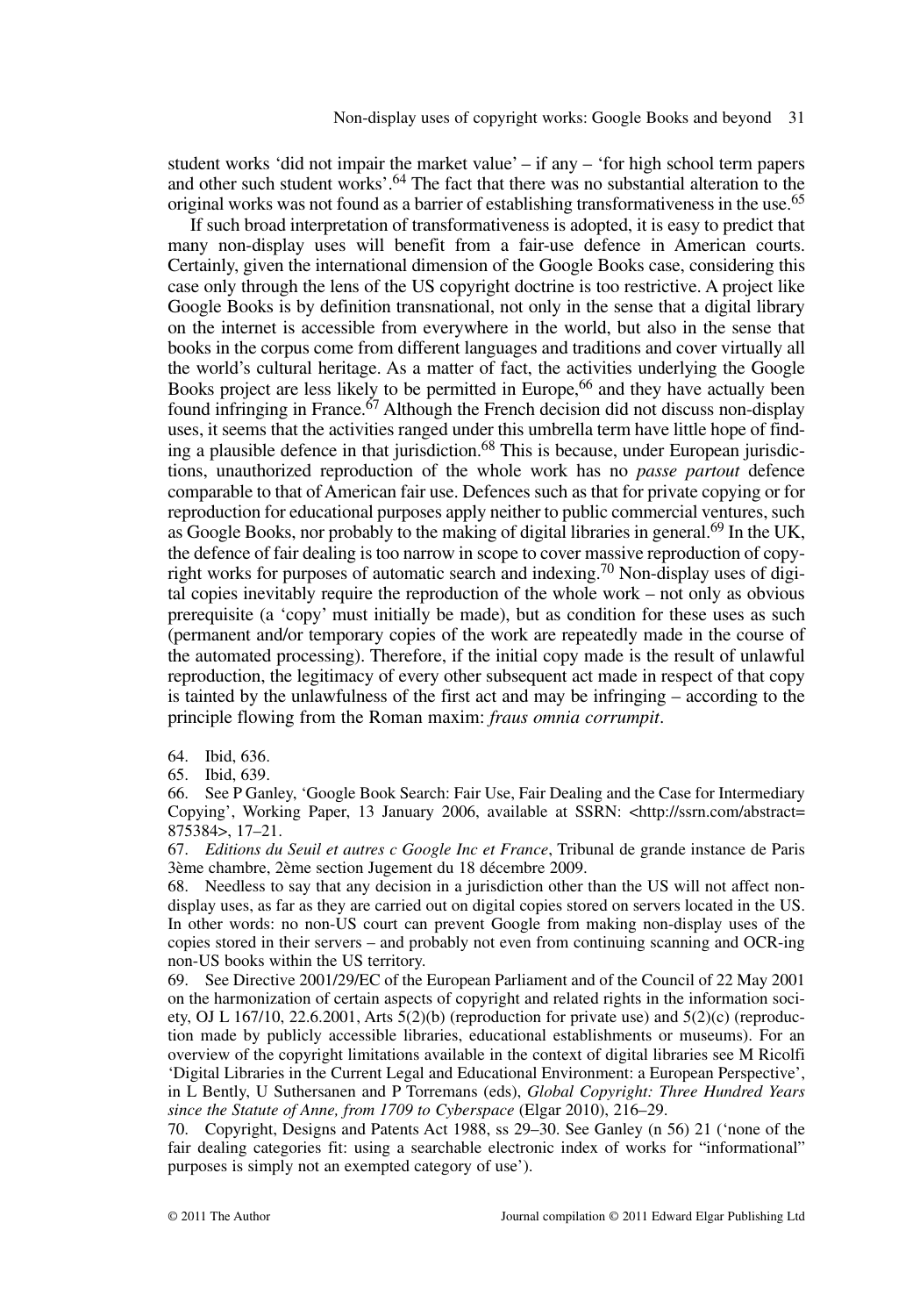student works 'did not impair the market value' – if any – 'for high school term papers and other such student works'.[64] The fact that there was no substantial alteration to the original works was not found as a barrier of establishing transformativeness in the use.[65]

If such broad interpretation of transformativeness is adopted, it is easy to predict that many non-display uses will benefit from a fair-use defence in American courts. Certainly, given the international dimension of the Google Books case, considering this case only through the lens of the US copyright doctrine is too restrictive. A project like Google Books is by definition transnational, not only in the sense that a digital library on the internet is accessible from everywhere in the world, but also in the sense that books in the corpus come from different languages and traditions and cover virtually all the world's cultural heritage. As a matter of fact, the activities underlying the Google Books project are less likely to be permitted in Europe,[66] and they have actually been found infringing in France.[67] Although the French decision did not discuss non-display uses, it seems that the activities ranged under this umbrella term have little hope of finding a plausible defence in that jurisdiction.[68] This is because, under European jurisdictions, unauthorized reproduction of the whole work has no *passe partout* defence comparable to that of American fair use. Defences such as that for private copying or for reproduction for educational purposes apply neither to public commercial ventures, such as Google Books, nor probably to the making of digital libraries in general.[69] In the UK, the defence of fair dealing is too narrow in scope to cover massive reproduction of copyright works for purposes of automatic search and indexing.[70] Non-display uses of digital copies inevitably require the reproduction of the whole work – not only as obvious prerequisite (a 'copy' must initially be made), but as condition for these uses as such (permanent and/or temporary copies of the work are repeatedly made in the course of the automated processing). Therefore, if the initial copy made is the result of unlawful reproduction, the legitimacy of every other subsequent act made in respect of that copy is tainted by the unlawfulness of the first act and may be infringing – according to the principle flowing from the Roman maxim: *fraus omnia corrumpit*.

64. Ibid, 636.

65. Ibid, 639.

66. See P Ganley, 'Google Book Search: Fair Use, Fair Dealing and the Case for Intermediary Copying', Working Paper, 13 January 2006, available at SSRN: <http://ssrn.com/abstract=875384>, 17–21.

67. *Editions du Seuil et autres c Google Inc et France*, Tribunal de grande instance de Paris 3ème chambre, 2ème section Jugement du 18 décembre 2009.

68. Needless to say that any decision in a jurisdiction other than the US will not affect non-display uses, as far as they are carried out on digital copies stored on servers located in the US. In other words: no non-US court can prevent Google from making non-display uses of the copies stored in their servers – and probably not even from continuing scanning and OCR-ing non-US books within the US territory.

69. See Directive 2001/29/EC of the European Parliament and of the Council of 22 May 2001 on the harmonization of certain aspects of copyright and related rights in the information society, OJ L 167/10, 22.6.2001, Arts 5(2)(b) (reproduction for private use) and 5(2)(c) (reproduction made by publicly accessible libraries, educational establishments or museums). For an overview of the copyright limitations available in the context of digital libraries see M Ricolfi 'Digital Libraries in the Current Legal and Educational Environment: a European Perspective', in L Bently, U Suthersanen and P Torremans (eds), *Global Copyright: Three Hundred Years since the Statute of Anne, from 1709 to Cyberspace* (Elgar 2010), 216–29.

70. Copyright, Designs and Patents Act 1988, ss 29–30. See Ganley (n 56) 21 ('none of the fair dealing categories fit: using a searchable electronic index of works for "informational" purposes is simply not an exempted category of use').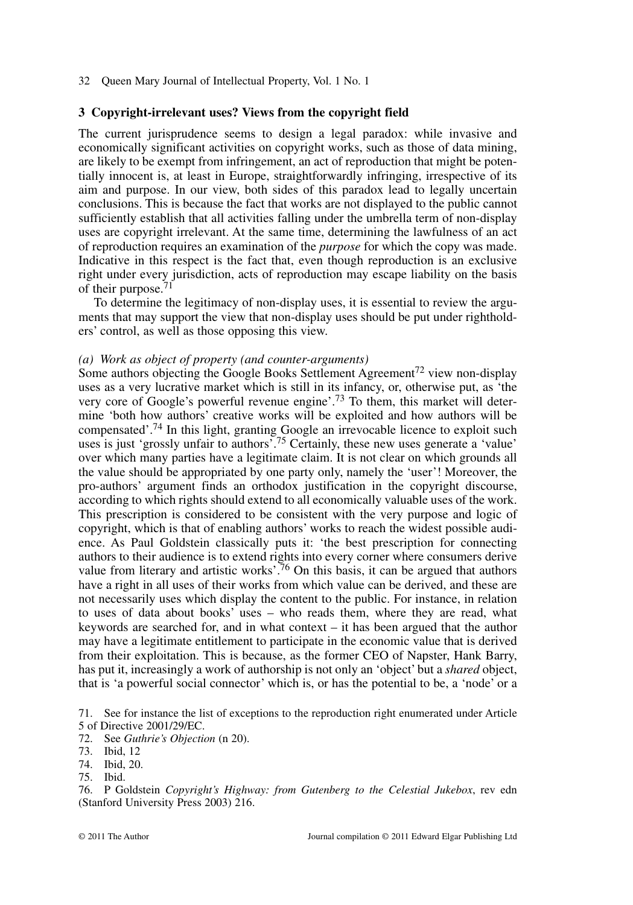## 3 Copyright-irrelevant uses? Views from the copyright field

The current jurisprudence seems to design a legal paradox: while invasive and economically significant activities on copyright works, such as those of data mining, are likely to be exempt from infringement, an act of reproduction that might be potentially innocent is, at least in Europe, straightforwardly infringing, irrespective of its aim and purpose. In our view, both sides of this paradox lead to legally uncertain conclusions. This is because the fact that works are not displayed to the public cannot sufficiently establish that all activities falling under the umbrella term of non-display uses are copyright irrelevant. At the same time, determining the lawfulness of an act of reproduction requires an examination of the *purpose* for which the copy was made. Indicative in this respect is the fact that, even though reproduction is an exclusive right under every jurisdiction, acts of reproduction may escape liability on the basis of their purpose.[71]

To determine the legitimacy of non-display uses, it is essential to review the arguments that may support the view that non-display uses should be put under rightholders' control, as well as those opposing this view.

### *(a) Work as object of property (and counter-arguments)*

Some authors objecting the Google Books Settlement Agreement[72] view non-display uses as a very lucrative market which is still in its infancy, or, otherwise put, as 'the very core of Google's powerful revenue engine'.[73] To them, this market will determine 'both how authors' creative works will be exploited and how authors will be compensated'.[74] In this light, granting Google an irrevocable licence to exploit such uses is just 'grossly unfair to authors'.[75] Certainly, these new uses generate a 'value' over which many parties have a legitimate claim. It is not clear on which grounds all the value should be appropriated by one party only, namely the 'user'! Moreover, the pro-authors' argument finds an orthodox justification in the copyright discourse, according to which rights should extend to all economically valuable uses of the work. This prescription is considered to be consistent with the very purpose and logic of copyright, which is that of enabling authors' works to reach the widest possible audience. As Paul Goldstein classically puts it: 'the best prescription for connecting authors to their audience is to extend rights into every corner where consumers derive value from literary and artistic works'.[76] On this basis, it can be argued that authors have a right in all uses of their works from which value can be derived, and these are not necessarily uses which display the content to the public. For instance, in relation to uses of data about books' uses – who reads them, where they are read, what keywords are searched for, and in what context – it has been argued that the author may have a legitimate entitlement to participate in the economic value that is derived from their exploitation. This is because, as the former CEO of Napster, Hank Barry, has put it, increasingly a work of authorship is not only an 'object' but a *shared* object, that is 'a powerful social connector' which is, or has the potential to be, a 'node' or a

71. See for instance the list of exceptions to the reproduction right enumerated under Article 5 of Directive 2001/29/EC.

72. See *Guthrie's Objection* (n 20).

73. Ibid, 12

74. Ibid, 20.

75. Ibid.

76. P Goldstein *Copyright's Highway: from Gutenberg to the Celestial Jukebox*, rev edn (Stanford University Press 2003) 216.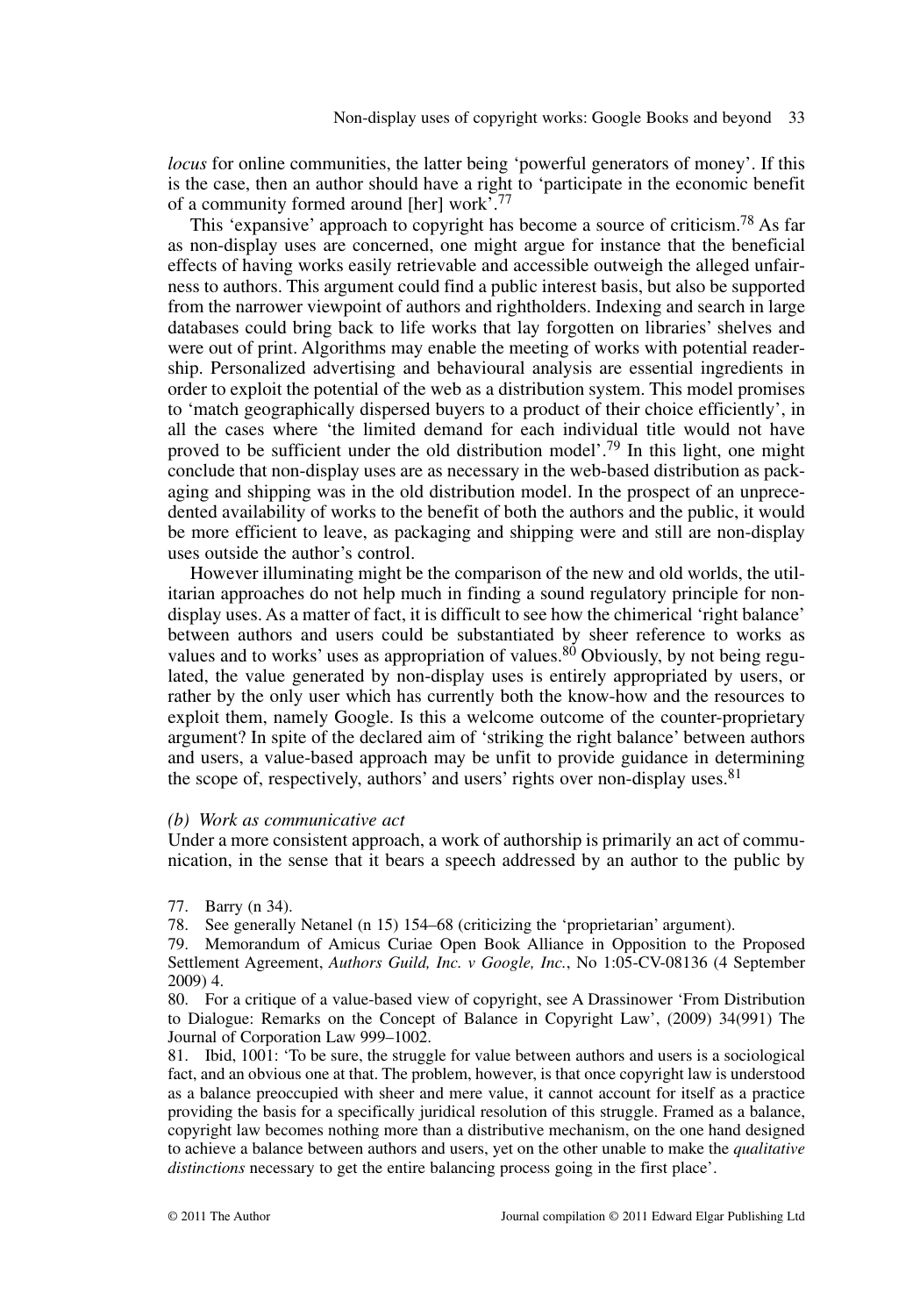*locus* for online communities, the latter being 'powerful generators of money'. If this is the case, then an author should have a right to 'participate in the economic benefit of a community formed around [her] work'.[77]

This 'expansive' approach to copyright has become a source of criticism.[78] As far as non-display uses are concerned, one might argue for instance that the beneficial effects of having works easily retrievable and accessible outweigh the alleged unfairness to authors. This argument could find a public interest basis, but also be supported from the narrower viewpoint of authors and rightholders. Indexing and search in large databases could bring back to life works that lay forgotten on libraries' shelves and were out of print. Algorithms may enable the meeting of works with potential readership. Personalized advertising and behavioural analysis are essential ingredients in order to exploit the potential of the web as a distribution system. This model promises to 'match geographically dispersed buyers to a product of their choice efficiently', in all the cases where 'the limited demand for each individual title would not have proved to be sufficient under the old distribution model'.[79] In this light, one might conclude that non-display uses are as necessary in the web-based distribution as packaging and shipping was in the old distribution model. In the prospect of an unprecedented availability of works to the benefit of both the authors and the public, it would be more efficient to leave, as packaging and shipping were and still are non-display uses outside the author's control.

However illuminating might be the comparison of the new and old worlds, the utilitarian approaches do not help much in finding a sound regulatory principle for non-display uses. As a matter of fact, it is difficult to see how the chimerical 'right balance' between authors and users could be substantiated by sheer reference to works as values and to works' uses as appropriation of values.[80] Obviously, by not being regulated, the value generated by non-display uses is entirely appropriated by users, or rather by the only user which has currently both the know-how and the resources to exploit them, namely Google. Is this a welcome outcome of the counter-proprietary argument? In spite of the declared aim of 'striking the right balance' between authors and users, a value-based approach may be unfit to provide guidance in determining the scope of, respectively, authors' and users' rights over non-display uses.[81]

*(b) Work as communicative act*

Under a more consistent approach, a work of authorship is primarily an act of communication, in the sense that it bears a speech addressed by an author to the public by

77. Barry (n 34).

78. See generally Netanel (n 15) 154–68 (criticizing the 'proprietarian' argument).

79. Memorandum of Amicus Curiae Open Book Alliance in Opposition to the Proposed Settlement Agreement, *Authors Guild, Inc. v Google, Inc.*, No 1:05-CV-08136 (4 September 2009) 4.

80. For a critique of a value-based view of copyright, see A Drassinower 'From Distribution to Dialogue: Remarks on the Concept of Balance in Copyright Law', (2009) 34(991) The Journal of Corporation Law 999–1002.

81. Ibid, 1001: 'To be sure, the struggle for value between authors and users is a sociological fact, and an obvious one at that. The problem, however, is that once copyright law is understood as a balance preoccupied with sheer and mere value, it cannot account for itself as a practice providing the basis for a specifically juridical resolution of this struggle. Framed as a balance, copyright law becomes nothing more than a distributive mechanism, on the one hand designed to achieve a balance between authors and users, yet on the other unable to make the *qualitative distinctions* necessary to get the entire balancing process going in the first place'.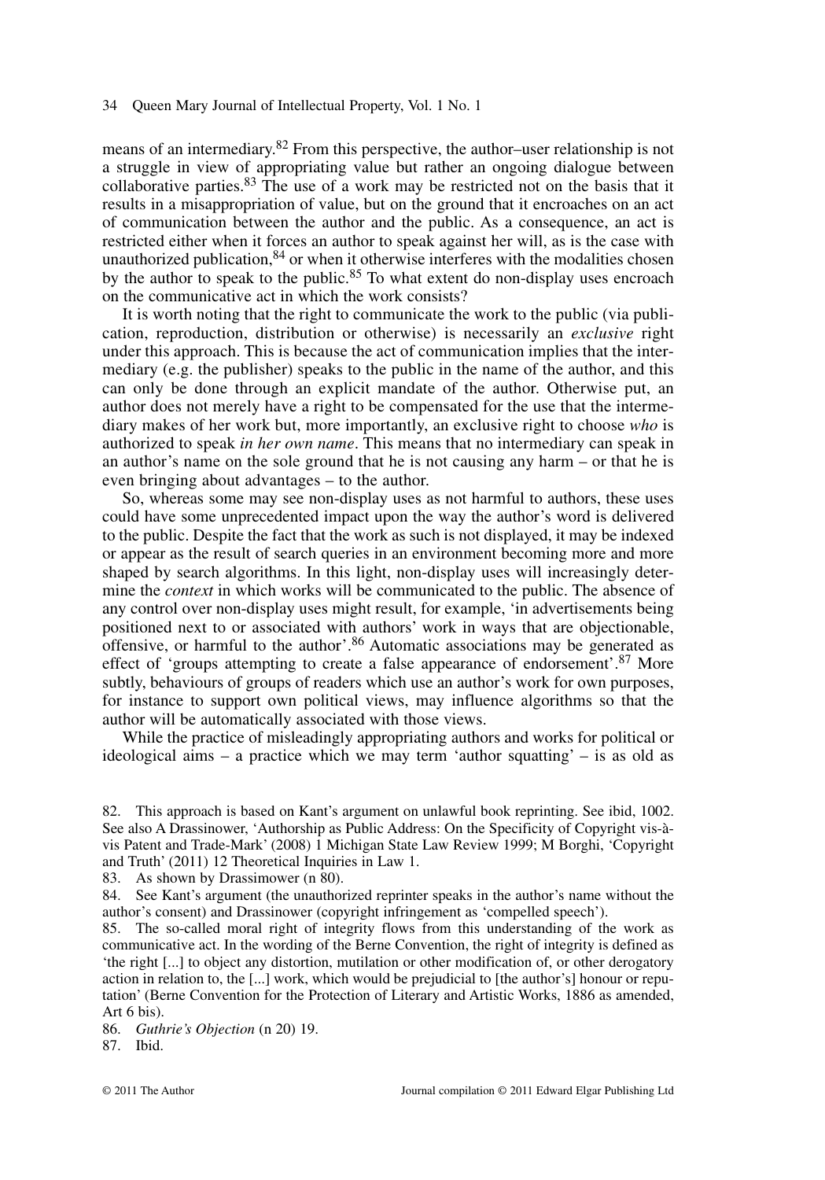means of an intermediary.[82] From this perspective, the author–user relationship is not a struggle in view of appropriating value but rather an ongoing dialogue between collaborative parties.[83] The use of a work may be restricted not on the basis that it results in a misappropriation of value, but on the ground that it encroaches on an act of communication between the author and the public. As a consequence, an act is restricted either when it forces an author to speak against her will, as is the case with unauthorized publication,[84] or when it otherwise interferes with the modalities chosen by the author to speak to the public.[85] To what extent do non-display uses encroach on the communicative act in which the work consists?

It is worth noting that the right to communicate the work to the public (via publication, reproduction, distribution or otherwise) is necessarily an *exclusive* right under this approach. This is because the act of communication implies that the intermediary (e.g. the publisher) speaks to the public in the name of the author, and this can only be done through an explicit mandate of the author. Otherwise put, an author does not merely have a right to be compensated for the use that the intermediary makes of her work but, more importantly, an exclusive right to choose *who* is authorized to speak *in her own name*. This means that no intermediary can speak in an author's name on the sole ground that he is not causing any harm – or that he is even bringing about advantages – to the author.

So, whereas some may see non-display uses as not harmful to authors, these uses could have some unprecedented impact upon the way the author's word is delivered to the public. Despite the fact that the work as such is not displayed, it may be indexed or appear as the result of search queries in an environment becoming more and more shaped by search algorithms. In this light, non-display uses will increasingly determine the *context* in which works will be communicated to the public. The absence of any control over non-display uses might result, for example, 'in advertisements being positioned next to or associated with authors' work in ways that are objectionable, offensive, or harmful to the author'.[86] Automatic associations may be generated as effect of 'groups attempting to create a false appearance of endorsement'.[87] More subtly, behaviours of groups of readers which use an author's work for own purposes, for instance to support own political views, may influence algorithms so that the author will be automatically associated with those views.

While the practice of misleadingly appropriating authors and works for political or ideological aims – a practice which we may term 'author squatting' – is as old as

82. This approach is based on Kant's argument on unlawful book reprinting. See ibid, 1002. See also A Drassinower, 'Authorship as Public Address: On the Specificity of Copyright vis-à-vis Patent and Trade-Mark' (2008) 1 Michigan State Law Review 1999; M Borghi, 'Copyright and Truth' (2011) 12 Theoretical Inquiries in Law 1.

83. As shown by Drassimower (n 80).

84. See Kant's argument (the unauthorized reprinter speaks in the author's name without the author's consent) and Drassinower (copyright infringement as 'compelled speech').

85. The so-called moral right of integrity flows from this understanding of the work as communicative act. In the wording of the Berne Convention, the right of integrity is defined as 'the right [...] to object any distortion, mutilation or other modification of, or other derogatory action in relation to, the [...] work, which would be prejudicial to [the author's] honour or reputation' (Berne Convention for the Protection of Literary and Artistic Works, 1886 as amended, Art 6 bis).

86. *Guthrie's Objection* (n 20) 19.

87. Ibid.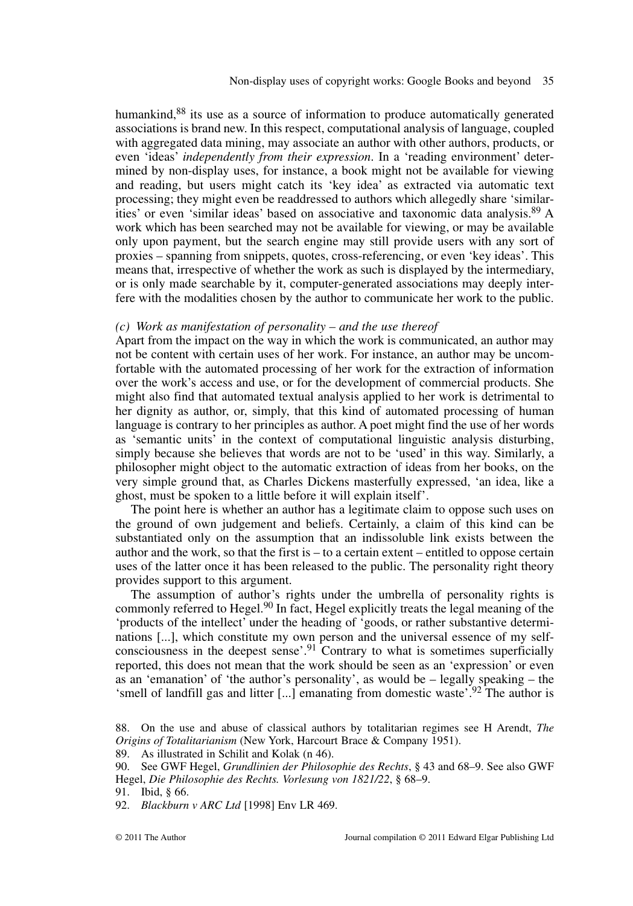humankind,[88] its use as a source of information to produce automatically generated associations is brand new. In this respect, computational analysis of language, coupled with aggregated data mining, may associate an author with other authors, products, or even 'ideas' *independently from their expression*. In a 'reading environment' determined by non-display uses, for instance, a book might not be available for viewing and reading, but users might catch its 'key idea' as extracted via automatic text processing; they might even be readdressed to authors which allegedly share 'similarities' or even 'similar ideas' based on associative and taxonomic data analysis.[89] A work which has been searched may not be available for viewing, or may be available only upon payment, but the search engine may still provide users with any sort of proxies – spanning from snippets, quotes, cross-referencing, or even 'key ideas'. This means that, irrespective of whether the work as such is displayed by the intermediary, or is only made searchable by it, computer-generated associations may deeply interfere with the modalities chosen by the author to communicate her work to the public.

*(c) Work as manifestation of personality – and the use thereof*

Apart from the impact on the way in which the work is communicated, an author may not be content with certain uses of her work. For instance, an author may be uncomfortable with the automated processing of her work for the extraction of information over the work's access and use, or for the development of commercial products. She might also find that automated textual analysis applied to her work is detrimental to her dignity as author, or, simply, that this kind of automated processing of human language is contrary to her principles as author. A poet might find the use of her words as 'semantic units' in the context of computational linguistic analysis disturbing, simply because she believes that words are not to be 'used' in this way. Similarly, a philosopher might object to the automatic extraction of ideas from her books, on the very simple ground that, as Charles Dickens masterfully expressed, 'an idea, like a ghost, must be spoken to a little before it will explain itself'.

The point here is whether an author has a legitimate claim to oppose such uses on the ground of own judgement and beliefs. Certainly, a claim of this kind can be substantiated only on the assumption that an indissoluble link exists between the author and the work, so that the first is – to a certain extent – entitled to oppose certain uses of the latter once it has been released to the public. The personality right theory provides support to this argument.

The assumption of author's rights under the umbrella of personality rights is commonly referred to Hegel.[90] In fact, Hegel explicitly treats the legal meaning of the 'products of the intellect' under the heading of 'goods, or rather substantive determinations [...], which constitute my own person and the universal essence of my self-consciousness in the deepest sense'.[91] Contrary to what is sometimes superficially reported, this does not mean that the work should be seen as an 'expression' or even as an 'emanation' of 'the author's personality', as would be – legally speaking – the 'smell of landfill gas and litter [...] emanating from domestic waste'.[92] The author is

88. On the use and abuse of classical authors by totalitarian regimes see H Arendt, *The Origins of Totalitarianism* (New York, Harcourt Brace & Company 1951).

89. As illustrated in Schilit and Kolak (n 46).

90. See GWF Hegel, *Grundlinien der Philosophie des Rechts*, § 43 and 68–9. See also GWF Hegel, *Die Philosophie des Rechts. Vorlesung von 1821/22*, § 68–9.

91. Ibid, § 66.

92. *Blackburn v ARC Ltd* [1998] Env LR 469.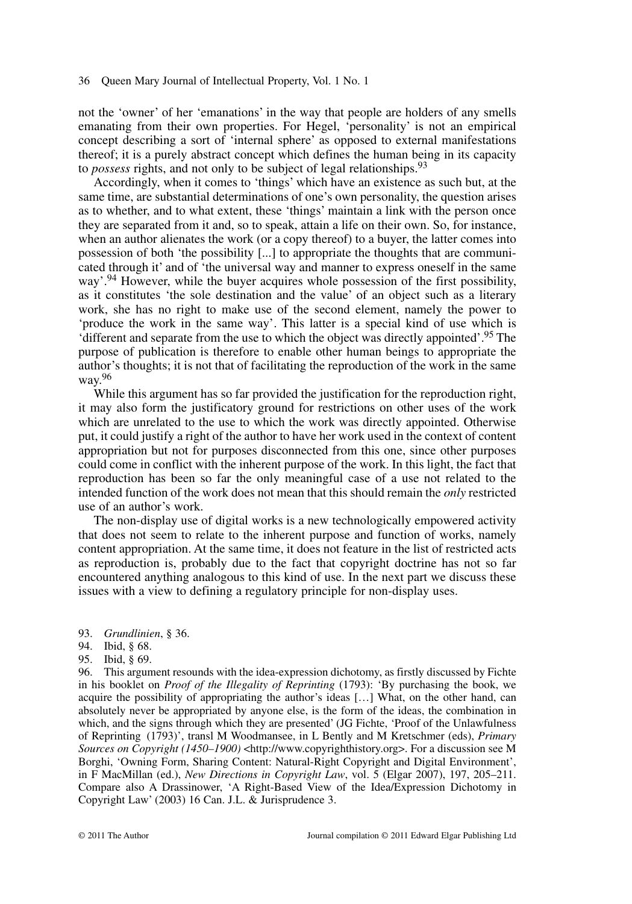not the 'owner' of her 'emanations' in the way that people are holders of any smells emanating from their own properties. For Hegel, 'personality' is not an empirical concept describing a sort of 'internal sphere' as opposed to external manifestations thereof; it is a purely abstract concept which defines the human being in its capacity to *possess* rights, and not only to be subject of legal relationships.[93]

Accordingly, when it comes to 'things' which have an existence as such but, at the same time, are substantial determinations of one's own personality, the question arises as to whether, and to what extent, these 'things' maintain a link with the person once they are separated from it and, so to speak, attain a life on their own. So, for instance, when an author alienates the work (or a copy thereof) to a buyer, the latter comes into possession of both 'the possibility [...] to appropriate the thoughts that are communicated through it' and of 'the universal way and manner to express oneself in the same way'.[94] However, while the buyer acquires whole possession of the first possibility, as it constitutes 'the sole destination and the value' of an object such as a literary work, she has no right to make use of the second element, namely the power to 'produce the work in the same way'. This latter is a special kind of use which is 'different and separate from the use to which the object was directly appointed'.[95] The purpose of publication is therefore to enable other human beings to appropriate the author's thoughts; it is not that of facilitating the reproduction of the work in the same way.[96]

While this argument has so far provided the justification for the reproduction right, it may also form the justificatory ground for restrictions on other uses of the work which are unrelated to the use to which the work was directly appointed. Otherwise put, it could justify a right of the author to have her work used in the context of content appropriation but not for purposes disconnected from this one, since other purposes could come in conflict with the inherent purpose of the work. In this light, the fact that reproduction has been so far the only meaningful case of a use not related to the intended function of the work does not mean that this should remain the *only* restricted use of an author's work.

The non-display use of digital works is a new technologically empowered activity that does not seem to relate to the inherent purpose and function of works, namely content appropriation. At the same time, it does not feature in the list of restricted acts as reproduction is, probably due to the fact that copyright doctrine has not so far encountered anything analogous to this kind of use. In the next part we discuss these issues with a view to defining a regulatory principle for non-display uses.

93. *Grundlinien*, § 36.

94. Ibid, § 68.

95. Ibid, § 69.

96. This argument resounds with the idea-expression dichotomy, as firstly discussed by Fichte in his booklet on *Proof of the Illegality of Reprinting* (1793): 'By purchasing the book, we acquire the possibility of appropriating the author's ideas […] What, on the other hand, can absolutely never be appropriated by anyone else, is the form of the ideas, the combination in which, and the signs through which they are presented' (JG Fichte, 'Proof of the Unlawfulness of Reprinting (1793)', transl M Woodmansee, in L Bently and M Kretschmer (eds), *Primary Sources on Copyright (1450–1900)* <http://www.copyrighthistory.org>. For a discussion see M Borghi, 'Owning Form, Sharing Content: Natural-Right Copyright and Digital Environment', in F MacMillan (ed.), *New Directions in Copyright Law*, vol. 5 (Elgar 2007), 197, 205–211. Compare also A Drassinower, 'A Right-Based View of the Idea/Expression Dichotomy in Copyright Law' (2003) 16 Can. J.L. & Jurisprudence 3.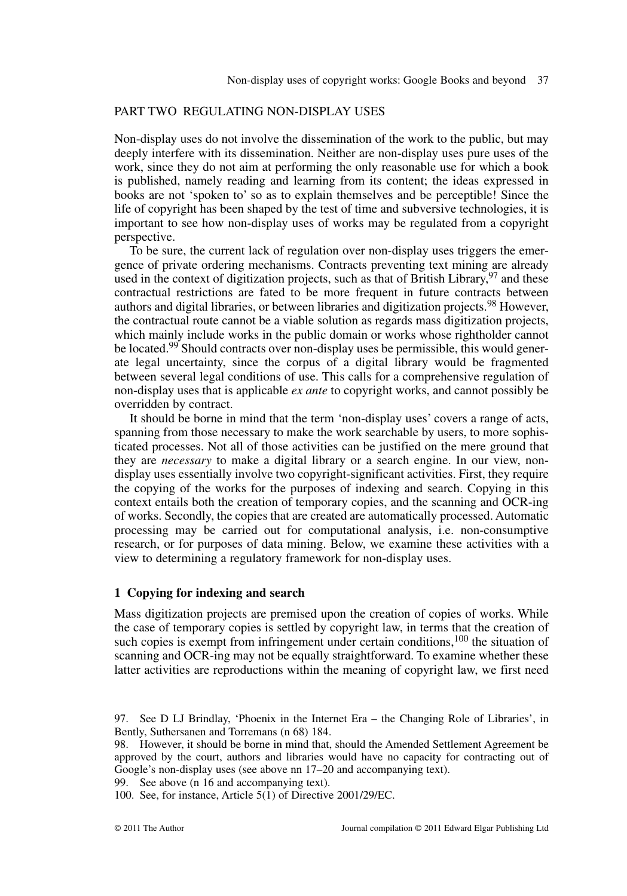## PART TWO REGULATING NON-DISPLAY USES

Non-display uses do not involve the dissemination of the work to the public, but may deeply interfere with its dissemination. Neither are non-display uses pure uses of the work, since they do not aim at performing the only reasonable use for which a book is published, namely reading and learning from its content; the ideas expressed in books are not 'spoken to' so as to explain themselves and be perceptible! Since the life of copyright has been shaped by the test of time and subversive technologies, it is important to see how non-display uses of works may be regulated from a copyright perspective.

To be sure, the current lack of regulation over non-display uses triggers the emergence of private ordering mechanisms. Contracts preventing text mining are already used in the context of digitization projects, such as that of British Library,[97] and these contractual restrictions are fated to be more frequent in future contracts between authors and digital libraries, or between libraries and digitization projects.[98] However, the contractual route cannot be a viable solution as regards mass digitization projects, which mainly include works in the public domain or works whose rightholder cannot be located.[99] Should contracts over non-display uses be permissible, this would generate legal uncertainty, since the corpus of a digital library would be fragmented between several legal conditions of use. This calls for a comprehensive regulation of non-display uses that is applicable *ex ante* to copyright works, and cannot possibly be overridden by contract.

It should be borne in mind that the term 'non-display uses' covers a range of acts, spanning from those necessary to make the work searchable by users, to more sophisticated processes. Not all of those activities can be justified on the mere ground that they are *necessary* to make a digital library or a search engine. In our view, non-display uses essentially involve two copyright-significant activities. First, they require the copying of the works for the purposes of indexing and search. Copying in this context entails both the creation of temporary copies, and the scanning and OCR-ing of works. Secondly, the copies that are created are automatically processed. Automatic processing may be carried out for computational analysis, i.e. non-consumptive research, or for purposes of data mining. Below, we examine these activities with a view to determining a regulatory framework for non-display uses.

### 1 Copying for indexing and search

Mass digitization projects are premised upon the creation of copies of works. While the case of temporary copies is settled by copyright law, in terms that the creation of such copies is exempt from infringement under certain conditions,[100] the situation of scanning and OCR-ing may not be equally straightforward. To examine whether these latter activities are reproductions within the meaning of copyright law, we first need

97. See D LJ Brindlay, 'Phoenix in the Internet Era – the Changing Role of Libraries', in Bently, Suthersanen and Torremans (n 68) 184.

98. However, it should be borne in mind that, should the Amended Settlement Agreement be approved by the court, authors and libraries would have no capacity for contracting out of Google's non-display uses (see above nn 17–20 and accompanying text).

99. See above (n 16 and accompanying text).

100. See, for instance, Article 5(1) of Directive 2001/29/EC.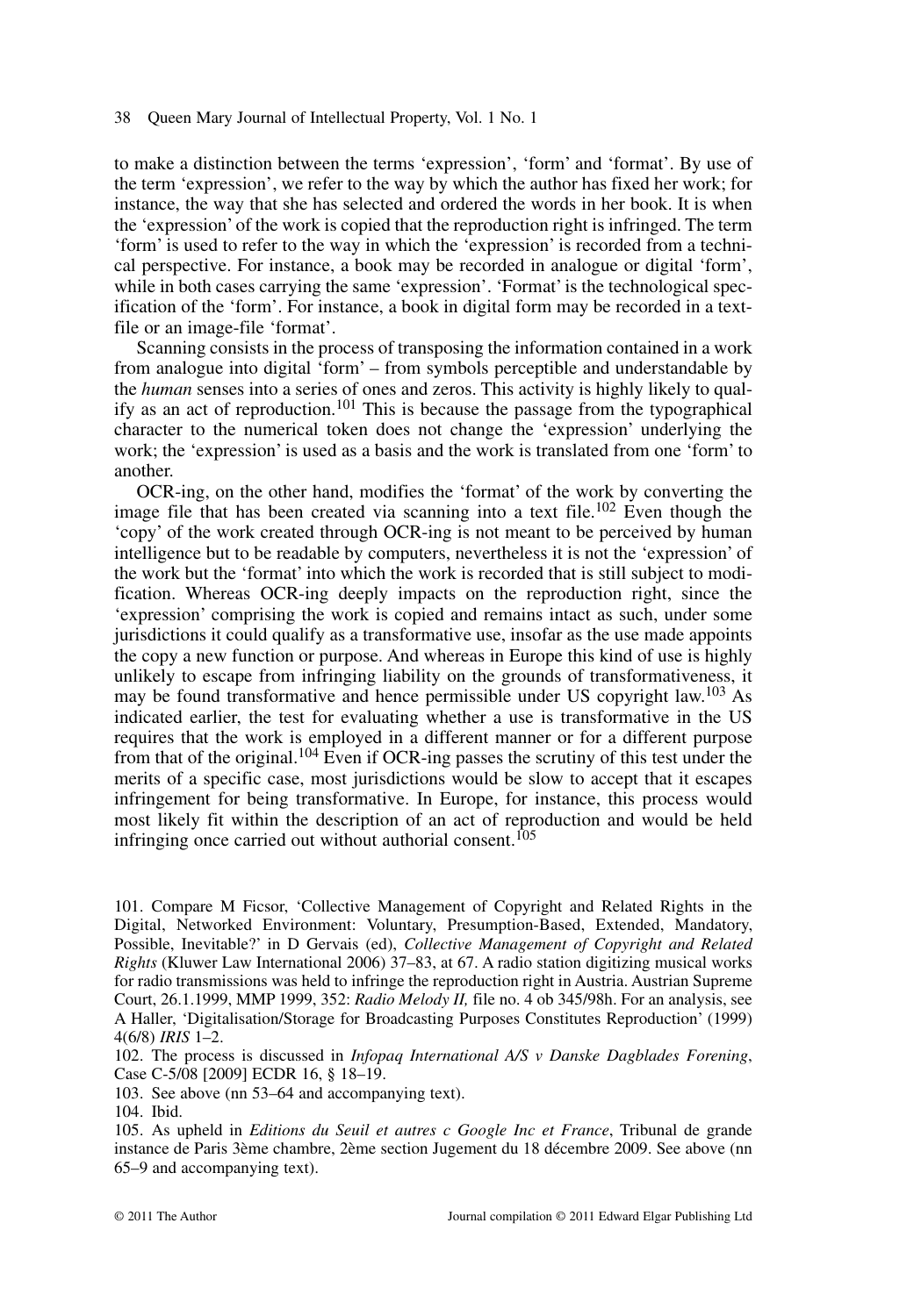to make a distinction between the terms 'expression', 'form' and 'format'. By use of the term 'expression', we refer to the way by which the author has fixed her work; for instance, the way that she has selected and ordered the words in her book. It is when the 'expression' of the work is copied that the reproduction right is infringed. The term 'form' is used to refer to the way in which the 'expression' is recorded from a technical perspective. For instance, a book may be recorded in analogue or digital 'form', while in both cases carrying the same 'expression'. 'Format' is the technological specification of the 'form'. For instance, a book in digital form may be recorded in a text-file or an image-file 'format'.

Scanning consists in the process of transposing the information contained in a work from analogue into digital 'form' – from symbols perceptible and understandable by the *human* senses into a series of ones and zeros. This activity is highly likely to qualify as an act of reproduction.[101] This is because the passage from the typographical character to the numerical token does not change the 'expression' underlying the work; the 'expression' is used as a basis and the work is translated from one 'form' to another.

OCR-ing, on the other hand, modifies the 'format' of the work by converting the image file that has been created via scanning into a text file.[102] Even though the 'copy' of the work created through OCR-ing is not meant to be perceived by human intelligence but to be readable by computers, nevertheless it is not the 'expression' of the work but the 'format' into which the work is recorded that is still subject to modification. Whereas OCR-ing deeply impacts on the reproduction right, since the 'expression' comprising the work is copied and remains intact as such, under some jurisdictions it could qualify as a transformative use, insofar as the use made appoints the copy a new function or purpose. And whereas in Europe this kind of use is highly unlikely to escape from infringing liability on the grounds of transformativeness, it may be found transformative and hence permissible under US copyright law.[103] As indicated earlier, the test for evaluating whether a use is transformative in the US requires that the work is employed in a different manner or for a different purpose from that of the original.[104] Even if OCR-ing passes the scrutiny of this test under the merits of a specific case, most jurisdictions would be slow to accept that it escapes infringement for being transformative. In Europe, for instance, this process would most likely fit within the description of an act of reproduction and would be held infringing once carried out without authorial consent.[105]

101. Compare M Ficsor, 'Collective Management of Copyright and Related Rights in the Digital, Networked Environment: Voluntary, Presumption-Based, Extended, Mandatory, Possible, Inevitable?' in D Gervais (ed), *Collective Management of Copyright and Related Rights* (Kluwer Law International 2006) 37–83, at 67. A radio station digitizing musical works for radio transmissions was held to infringe the reproduction right in Austria. Austrian Supreme Court, 26.1.1999, MMP 1999, 352: *Radio Melody II,* file no. 4 ob 345/98h. For an analysis, see A Haller, 'Digitalisation/Storage for Broadcasting Purposes Constitutes Reproduction' (1999) 4(6/8) *IRIS* 1–2.

102. The process is discussed in *Infopaq International A/S v Danske Dagblades Forening*, Case C-5/08 [2009] ECDR 16, § 18–19.

103. See above (nn 53–64 and accompanying text).

104. Ibid.

105. As upheld in *Editions du Seuil et autres c Google Inc et France*, Tribunal de grande instance de Paris 3ème chambre, 2ème section Jugement du 18 décembre 2009. See above (nn 65–9 and accompanying text).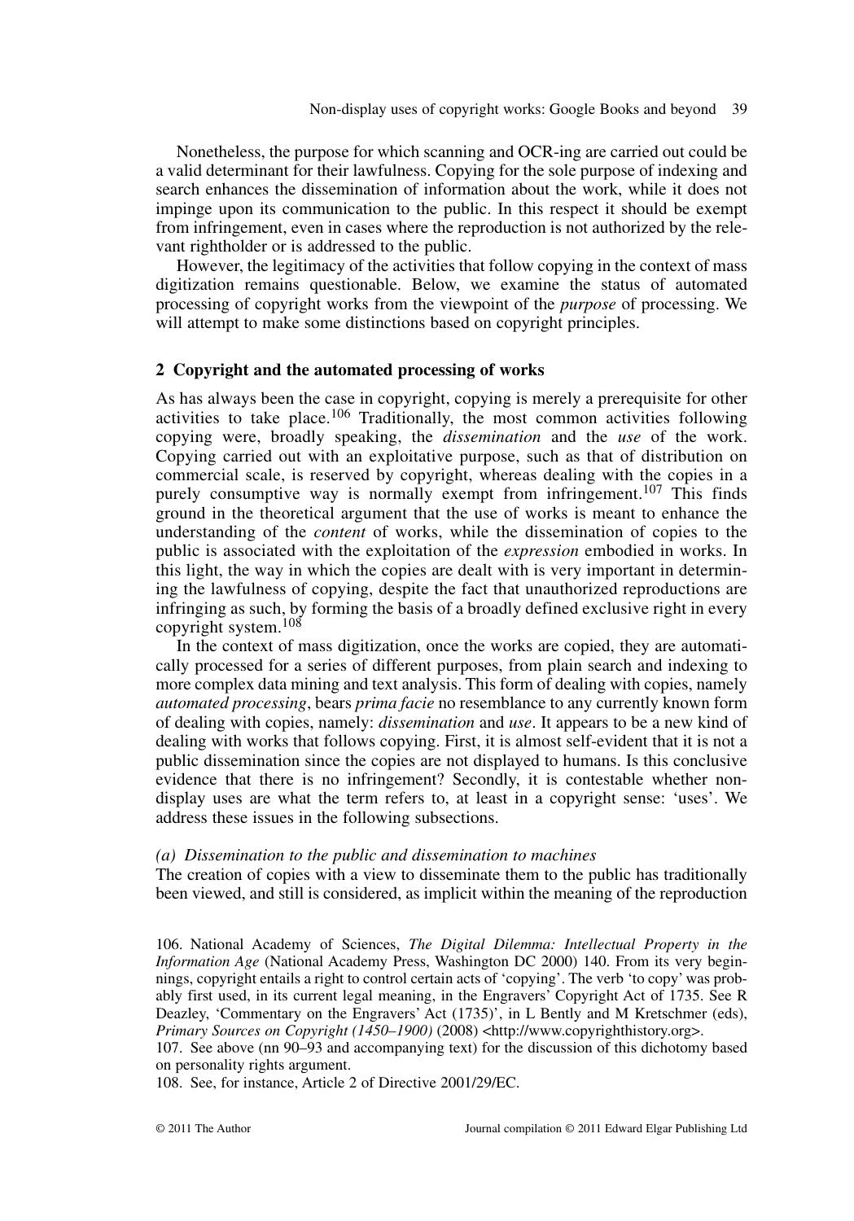Nonetheless, the purpose for which scanning and OCR-ing are carried out could be a valid determinant for their lawfulness. Copying for the sole purpose of indexing and search enhances the dissemination of information about the work, while it does not impinge upon its communication to the public. In this respect it should be exempt from infringement, even in cases where the reproduction is not authorized by the relevant rightholder or is addressed to the public.

However, the legitimacy of the activities that follow copying in the context of mass digitization remains questionable. Below, we examine the status of automated processing of copyright works from the viewpoint of the *purpose* of processing. We will attempt to make some distinctions based on copyright principles.

## 2 Copyright and the automated processing of works

As has always been the case in copyright, copying is merely a prerequisite for other activities to take place.[106] Traditionally, the most common activities following copying were, broadly speaking, the *dissemination* and the *use* of the work. Copying carried out with an exploitative purpose, such as that of distribution on commercial scale, is reserved by copyright, whereas dealing with the copies in a purely consumptive way is normally exempt from infringement.[107] This finds ground in the theoretical argument that the use of works is meant to enhance the understanding of the *content* of works, while the dissemination of copies to the public is associated with the exploitation of the *expression* embodied in works. In this light, the way in which the copies are dealt with is very important in determining the lawfulness of copying, despite the fact that unauthorized reproductions are infringing as such, by forming the basis of a broadly defined exclusive right in every copyright system.[108]

In the context of mass digitization, once the works are copied, they are automatically processed for a series of different purposes, from plain search and indexing to more complex data mining and text analysis. This form of dealing with copies, namely *automated processing*, bears *prima facie* no resemblance to any currently known form of dealing with copies, namely: *dissemination* and *use*. It appears to be a new kind of dealing with works that follows copying. First, it is almost self-evident that it is not a public dissemination since the copies are not displayed to humans. Is this conclusive evidence that there is no infringement? Secondly, it is contestable whether non-display uses are what the term refers to, at least in a copyright sense: 'uses'. We address these issues in the following subsections.

### *(a) Dissemination to the public and dissemination to machines*

The creation of copies with a view to disseminate them to the public has traditionally been viewed, and still is considered, as implicit within the meaning of the reproduction

106. National Academy of Sciences, *The Digital Dilemma: Intellectual Property in the Information Age* (National Academy Press, Washington DC 2000) 140. From its very beginnings, copyright entails a right to control certain acts of 'copying'. The verb 'to copy' was probably first used, in its current legal meaning, in the Engravers' Copyright Act of 1735. See R Deazley, 'Commentary on the Engravers' Act (1735)', in L Bently and M Kretschmer (eds), *Primary Sources on Copyright (1450–1900)* (2008) <http://www.copyrighthistory.org>.

107. See above (nn 90–93 and accompanying text) for the discussion of this dichotomy based on personality rights argument.

108. See, for instance, Article 2 of Directive 2001/29/EC.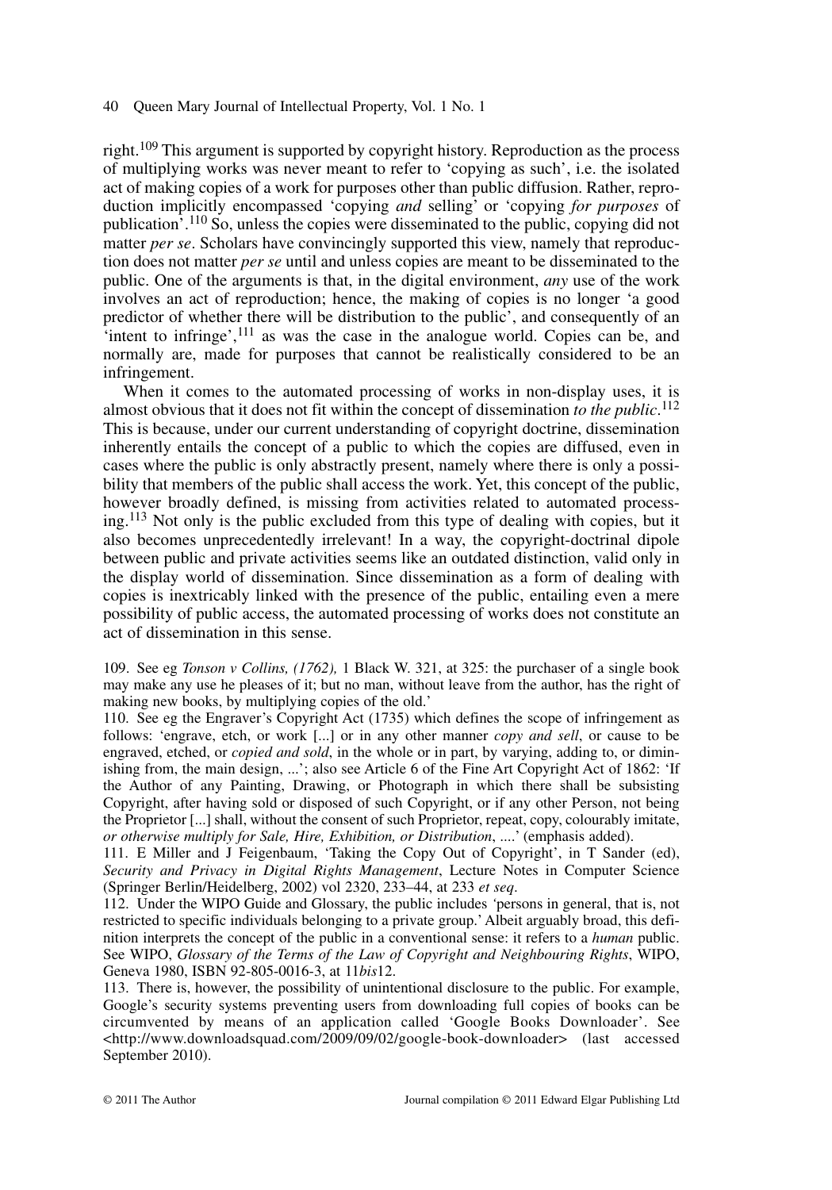right.[109] This argument is supported by copyright history. Reproduction as the process of multiplying works was never meant to refer to 'copying as such', i.e. the isolated act of making copies of a work for purposes other than public diffusion. Rather, reproduction implicitly encompassed 'copying *and* selling' or 'copying *for purposes* of publication'.[110] So, unless the copies were disseminated to the public, copying did not matter *per se*. Scholars have convincingly supported this view, namely that reproduction does not matter *per se* until and unless copies are meant to be disseminated to the public. One of the arguments is that, in the digital environment, *any* use of the work involves an act of reproduction; hence, the making of copies is no longer 'a good predictor of whether there will be distribution to the public', and consequently of an 'intent to infringe',[111] as was the case in the analogue world. Copies can be, and normally are, made for purposes that cannot be realistically considered to be an infringement.

When it comes to the automated processing of works in non-display uses, it is almost obvious that it does not fit within the concept of dissemination *to the public*.[112] This is because, under our current understanding of copyright doctrine, dissemination inherently entails the concept of a public to which the copies are diffused, even in cases where the public is only abstractly present, namely where there is only a possibility that members of the public shall access the work. Yet, this concept of the public, however broadly defined, is missing from activities related to automated processing.[113] Not only is the public excluded from this type of dealing with copies, but it also becomes unprecedentedly irrelevant! In a way, the copyright-doctrinal dipole between public and private activities seems like an outdated distinction, valid only in the display world of dissemination. Since dissemination as a form of dealing with copies is inextricably linked with the presence of the public, entailing even a mere possibility of public access, the automated processing of works does not constitute an act of dissemination in this sense.

109. See eg *Tonson v Collins, (1762),* 1 Black W. 321, at 325: the purchaser of a single book may make any use he pleases of it; but no man, without leave from the author, has the right of making new books, by multiplying copies of the old.'

110. See eg the Engraver's Copyright Act (1735) which defines the scope of infringement as follows: 'engrave, etch, or work [...] or in any other manner *copy and sell*, or cause to be engraved, etched, or *copied and sold*, in the whole or in part, by varying, adding to, or diminishing from, the main design, ...'; also see Article 6 of the Fine Art Copyright Act of 1862: 'If the Author of any Painting, Drawing, or Photograph in which there shall be subsisting Copyright, after having sold or disposed of such Copyright, or if any other Person, not being the Proprietor [...] shall, without the consent of such Proprietor, repeat, copy, colourably imitate, *or otherwise multiply for Sale, Hire, Exhibition, or Distribution*, ....' (emphasis added).

111. E Miller and J Feigenbaum, 'Taking the Copy Out of Copyright', in T Sander (ed), *Security and Privacy in Digital Rights Management*, Lecture Notes in Computer Science (Springer Berlin/Heidelberg, 2002) vol 2320, 233–44, at 233 *et seq*.

112. Under the WIPO Guide and Glossary, the public includes 'persons in general, that is, not restricted to specific individuals belonging to a private group.' Albeit arguably broad, this definition interprets the concept of the public in a conventional sense: it refers to a *human* public. See WIPO, *Glossary of the Terms of the Law of Copyright and Neighbouring Rights*, WIPO, Geneva 1980, ISBN 92-805-0016-3, at 11*bis*12.

113. There is, however, the possibility of unintentional disclosure to the public. For example, Google's security systems preventing users from downloading full copies of books can be circumvented by means of an application called 'Google Books Downloader'. See <http://www.downloadsquad.com/2009/09/02/google-book-downloader> (last accessed September 2010).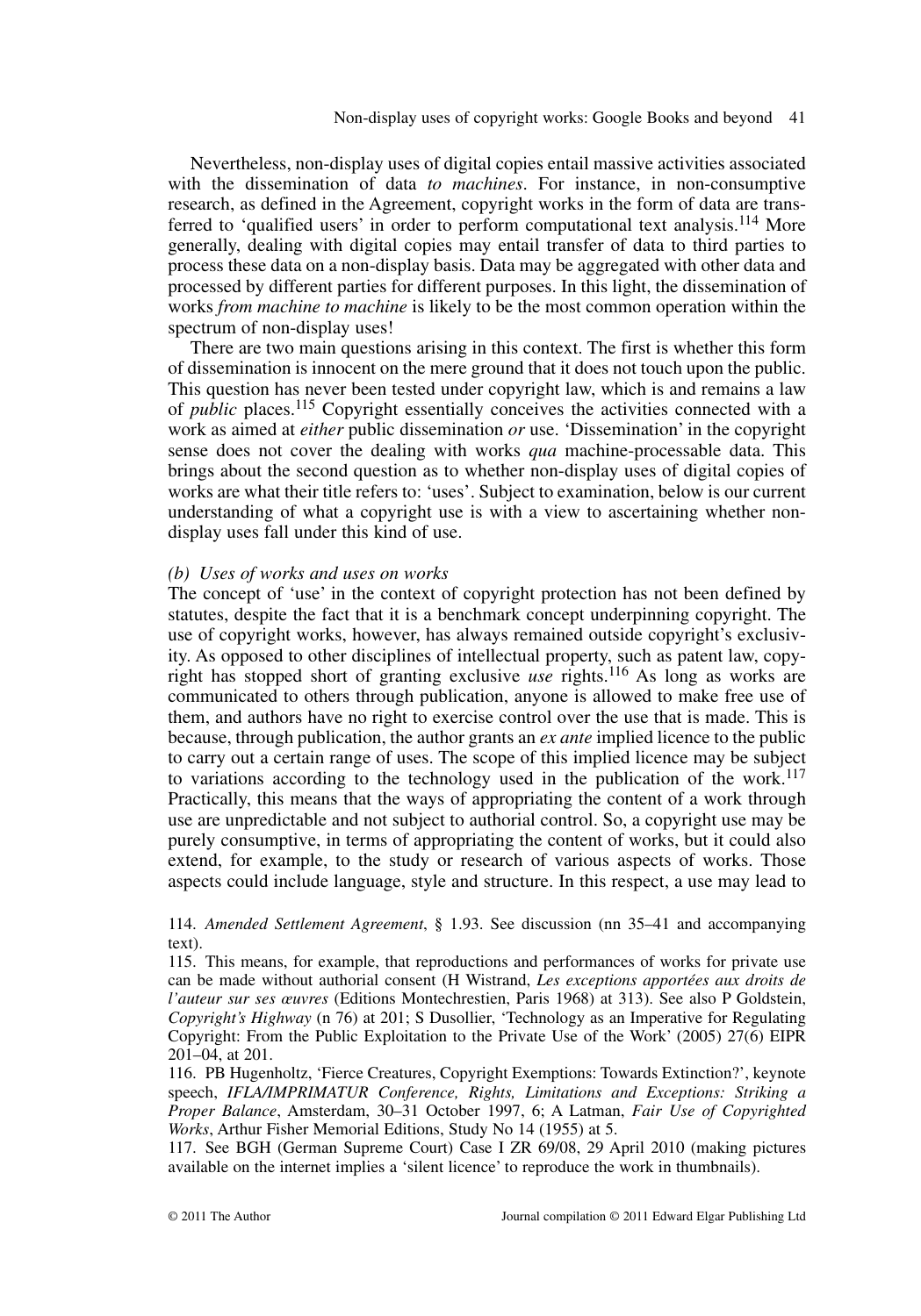Nevertheless, non-display uses of digital copies entail massive activities associated with the dissemination of data *to machines*. For instance, in non-consumptive research, as defined in the Agreement, copyright works in the form of data are transferred to 'qualified users' in order to perform computational text analysis.[114] More generally, dealing with digital copies may entail transfer of data to third parties to process these data on a non-display basis. Data may be aggregated with other data and processed by different parties for different purposes. In this light, the dissemination of works *from machine to machine* is likely to be the most common operation within the spectrum of non-display uses!

There are two main questions arising in this context. The first is whether this form of dissemination is innocent on the mere ground that it does not touch upon the public. This question has never been tested under copyright law, which is and remains a law of *public* places.[115] Copyright essentially conceives the activities connected with a work as aimed at *either* public dissemination *or* use. 'Dissemination' in the copyright sense does not cover the dealing with works *qua* machine-processable data. This brings about the second question as to whether non-display uses of digital copies of works are what their title refers to: 'uses'. Subject to examination, below is our current understanding of what a copyright use is with a view to ascertaining whether non-display uses fall under this kind of use.

*(b) Uses of works and uses on works*

The concept of 'use' in the context of copyright protection has not been defined by statutes, despite the fact that it is a benchmark concept underpinning copyright. The use of copyright works, however, has always remained outside copyright's exclusivity. As opposed to other disciplines of intellectual property, such as patent law, copyright has stopped short of granting exclusive *use* rights.[116] As long as works are communicated to others through publication, anyone is allowed to make free use of them, and authors have no right to exercise control over the use that is made. This is because, through publication, the author grants an *ex ante* implied licence to the public to carry out a certain range of uses. The scope of this implied licence may be subject to variations according to the technology used in the publication of the work.[117] Practically, this means that the ways of appropriating the content of a work through use are unpredictable and not subject to authorial control. So, a copyright use may be purely consumptive, in terms of appropriating the content of works, but it could also extend, for example, to the study or research of various aspects of works. Those aspects could include language, style and structure. In this respect, a use may lead to

114. *Amended Settlement Agreement*, § 1.93. See discussion (nn 35–41 and accompanying text).

115. This means, for example, that reproductions and performances of works for private use can be made without authorial consent (H Wistrand, *Les exceptions apportées aux droits de l'auteur sur ses œuvres* (Editions Montechrestien, Paris 1968) at 313). See also P Goldstein, *Copyright's Highway* (n 76) at 201; S Dusollier, 'Technology as an Imperative for Regulating Copyright: From the Public Exploitation to the Private Use of the Work' (2005) 27(6) EIPR 201–04, at 201.

116. PB Hugenholtz, 'Fierce Creatures, Copyright Exemptions: Towards Extinction?', keynote speech, *IFLA/IMPRIMATUR Conference, Rights, Limitations and Exceptions: Striking a Proper Balance*, Amsterdam, 30–31 October 1997, 6; A Latman, *Fair Use of Copyrighted Works*, Arthur Fisher Memorial Editions, Study No 14 (1955) at 5.

117. See BGH (German Supreme Court) Case I ZR 69/08, 29 April 2010 (making pictures available on the internet implies a 'silent licence' to reproduce the work in thumbnails).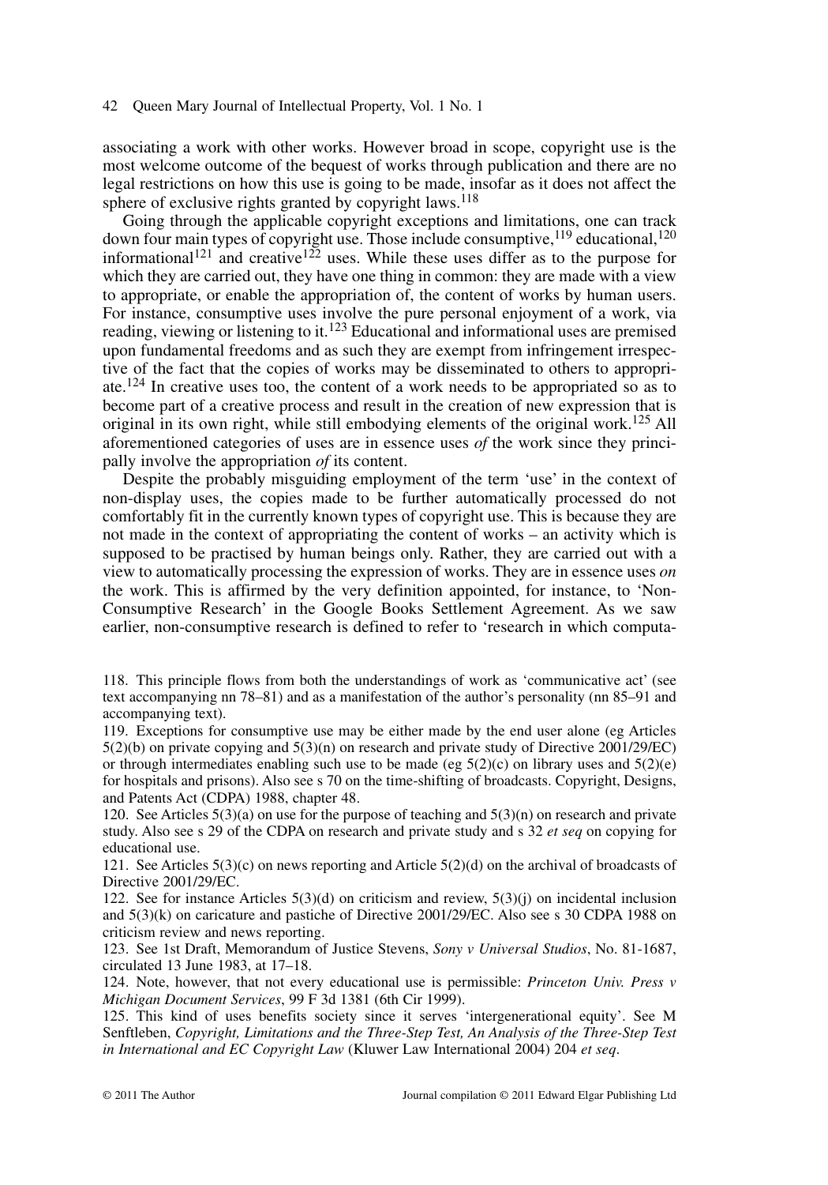associating a work with other works. However broad in scope, copyright use is the most welcome outcome of the bequest of works through publication and there are no legal restrictions on how this use is going to be made, insofar as it does not affect the sphere of exclusive rights granted by copyright laws.[118]

Going through the applicable copyright exceptions and limitations, one can track down four main types of copyright use. Those include consumptive,[119] educational,[120] informational[121] and creative[122] uses. While these uses differ as to the purpose for which they are carried out, they have one thing in common: they are made with a view to appropriate, or enable the appropriation of, the content of works by human users. For instance, consumptive uses involve the pure personal enjoyment of a work, via reading, viewing or listening to it.[123] Educational and informational uses are premised upon fundamental freedoms and as such they are exempt from infringement irrespective of the fact that the copies of works may be disseminated to others to appropriate.[124] In creative uses too, the content of a work needs to be appropriated so as to become part of a creative process and result in the creation of new expression that is original in its own right, while still embodying elements of the original work.[125] All aforementioned categories of uses are in essence uses *of* the work since they principally involve the appropriation *of* its content.

Despite the probably misguiding employment of the term 'use' in the context of non-display uses, the copies made to be further automatically processed do not comfortably fit in the currently known types of copyright use. This is because they are not made in the context of appropriating the content of works – an activity which is supposed to be practised by human beings only. Rather, they are carried out with a view to automatically processing the expression of works. They are in essence uses *on* the work. This is affirmed by the very definition appointed, for instance, to 'Non-Consumptive Research' in the Google Books Settlement Agreement. As we saw earlier, non-consumptive research is defined to refer to 'research in which computa-

118. This principle flows from both the understandings of work as 'communicative act' (see text accompanying nn 78–81) and as a manifestation of the author's personality (nn 85–91 and accompanying text).

119. Exceptions for consumptive use may be either made by the end user alone (eg Articles 5(2)(b) on private copying and 5(3)(n) on research and private study of Directive 2001/29/EC) or through intermediates enabling such use to be made (eg 5(2)(c) on library uses and 5(2)(e) for hospitals and prisons). Also see s 70 on the time-shifting of broadcasts. Copyright, Designs, and Patents Act (CDPA) 1988, chapter 48.

120. See Articles 5(3)(a) on use for the purpose of teaching and 5(3)(n) on research and private study. Also see s 29 of the CDPA on research and private study and s 32 *et seq* on copying for educational use.

121. See Articles 5(3)(c) on news reporting and Article 5(2)(d) on the archival of broadcasts of Directive 2001/29/EC.

122. See for instance Articles 5(3)(d) on criticism and review, 5(3)(j) on incidental inclusion and 5(3)(k) on caricature and pastiche of Directive 2001/29/EC. Also see s 30 CDPA 1988 on criticism review and news reporting.

123. See 1st Draft, Memorandum of Justice Stevens, *Sony v Universal Studios*, No. 81-1687, circulated 13 June 1983, at 17–18.

124. Note, however, that not every educational use is permissible: *Princeton Univ. Press v Michigan Document Services*, 99 F 3d 1381 (6th Cir 1999).

125. This kind of uses benefits society since it serves 'intergenerational equity'. See M Senftleben, *Copyright, Limitations and the Three-Step Test, An Analysis of the Three-Step Test in International and EC Copyright Law* (Kluwer Law International 2004) 204 *et seq*.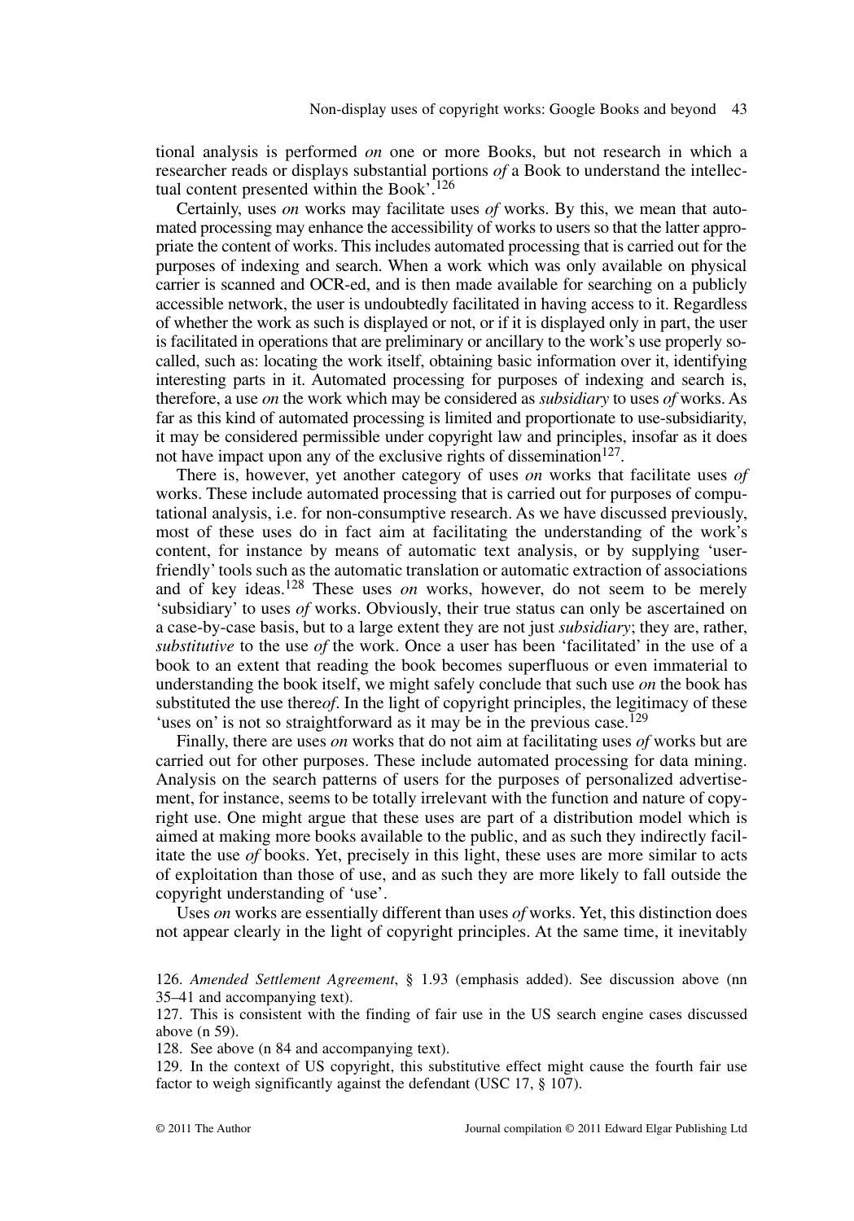tional analysis is performed *on* one or more Books, but not research in which a researcher reads or displays substantial portions *of* a Book to understand the intellectual content presented within the Book'.[126]

Certainly, uses *on* works may facilitate uses *of* works. By this, we mean that automated processing may enhance the accessibility of works to users so that the latter appropriate the content of works. This includes automated processing that is carried out for the purposes of indexing and search. When a work which was only available on physical carrier is scanned and OCR-ed, and is then made available for searching on a publicly accessible network, the user is undoubtedly facilitated in having access to it. Regardless of whether the work as such is displayed or not, or if it is displayed only in part, the user is facilitated in operations that are preliminary or ancillary to the work's use properly so-called, such as: locating the work itself, obtaining basic information over it, identifying interesting parts in it. Automated processing for purposes of indexing and search is, therefore, a use *on* the work which may be considered as *subsidiary* to uses *of* works. As far as this kind of automated processing is limited and proportionate to use-subsidiarity, it may be considered permissible under copyright law and principles, insofar as it does not have impact upon any of the exclusive rights of dissemination[127].

There is, however, yet another category of uses *on* works that facilitate uses *of* works. These include automated processing that is carried out for purposes of computational analysis, i.e. for non-consumptive research. As we have discussed previously, most of these uses do in fact aim at facilitating the understanding of the work's content, for instance by means of automatic text analysis, or by supplying 'user-friendly' tools such as the automatic translation or automatic extraction of associations and of key ideas.[128] These uses *on* works, however, do not seem to be merely 'subsidiary' to uses *of* works. Obviously, their true status can only be ascertained on a case-by-case basis, but to a large extent they are not just *subsidiary*; they are, rather, *substitutive* to the use *of* the work. Once a user has been 'facilitated' in the use of a book to an extent that reading the book becomes superfluous or even immaterial to understanding the book itself, we might safely conclude that such use *on* the book has substituted the use there*of*. In the light of copyright principles, the legitimacy of these 'uses on' is not so straightforward as it may be in the previous case.[129]

Finally, there are uses *on* works that do not aim at facilitating uses *of* works but are carried out for other purposes. These include automated processing for data mining. Analysis on the search patterns of users for the purposes of personalized advertisement, for instance, seems to be totally irrelevant with the function and nature of copyright use. One might argue that these uses are part of a distribution model which is aimed at making more books available to the public, and as such they indirectly facilitate the use *of* books. Yet, precisely in this light, these uses are more similar to acts of exploitation than those of use, and as such they are more likely to fall outside the copyright understanding of 'use'.

Uses *on* works are essentially different than uses *of* works. Yet, this distinction does not appear clearly in the light of copyright principles. At the same time, it inevitably

126. *Amended Settlement Agreement*, § 1.93 (emphasis added). See discussion above (nn 35–41 and accompanying text).

127. This is consistent with the finding of fair use in the US search engine cases discussed above (n 59).

128. See above (n 84 and accompanying text).

129. In the context of US copyright, this substitutive effect might cause the fourth fair use factor to weigh significantly against the defendant (USC 17, § 107).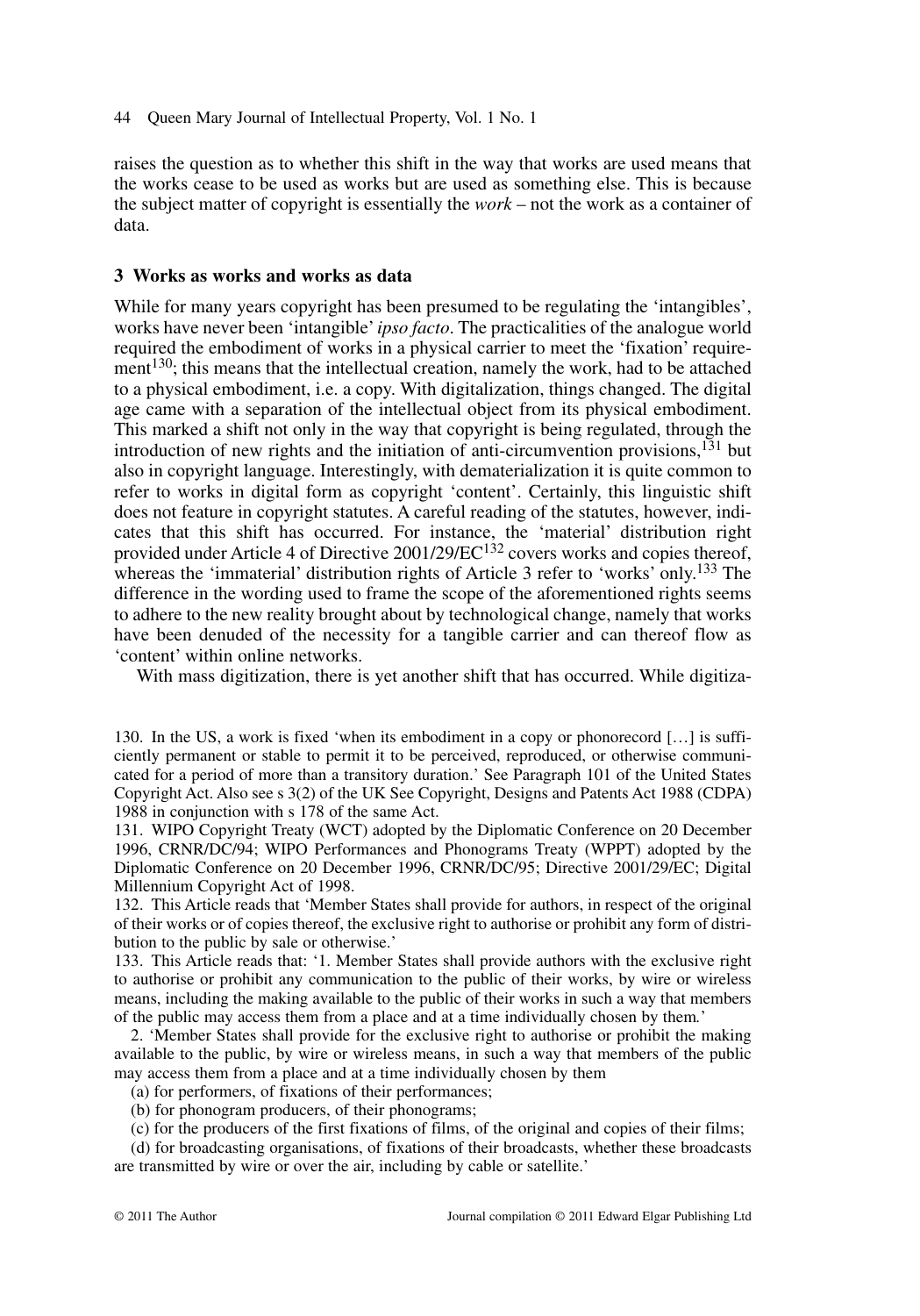raises the question as to whether this shift in the way that works are used means that the works cease to be used as works but are used as something else. This is because the subject matter of copyright is essentially the *work* – not the work as a container of data.

## 3 Works as works and works as data

While for many years copyright has been presumed to be regulating the 'intangibles', works have never been 'intangible' *ipso facto*. The practicalities of the analogue world required the embodiment of works in a physical carrier to meet the 'fixation' requirement[130]; this means that the intellectual creation, namely the work, had to be attached to a physical embodiment, i.e. a copy. With digitalization, things changed. The digital age came with a separation of the intellectual object from its physical embodiment. This marked a shift not only in the way that copyright is being regulated, through the introduction of new rights and the initiation of anti-circumvention provisions,[131] but also in copyright language. Interestingly, with dematerialization it is quite common to refer to works in digital form as copyright 'content'. Certainly, this linguistic shift does not feature in copyright statutes. A careful reading of the statutes, however, indicates that this shift has occurred. For instance, the 'material' distribution right provided under Article 4 of Directive 2001/29/EC[132] covers works and copies thereof, whereas the 'immaterial' distribution rights of Article 3 refer to 'works' only.[133] The difference in the wording used to frame the scope of the aforementioned rights seems to adhere to the new reality brought about by technological change, namely that works have been denuded of the necessity for a tangible carrier and can thereof flow as 'content' within online networks.

With mass digitization, there is yet another shift that has occurred. While digitiza-

130. In the US, a work is fixed 'when its embodiment in a copy or phonorecord […] is sufficiently permanent or stable to permit it to be perceived, reproduced, or otherwise communicated for a period of more than a transitory duration.' See Paragraph 101 of the United States Copyright Act. Also see s 3(2) of the UK See Copyright, Designs and Patents Act 1988 (CDPA) 1988 in conjunction with s 178 of the same Act.

131. WIPO Copyright Treaty (WCT) adopted by the Diplomatic Conference on 20 December 1996, CRNR/DC/94; WIPO Performances and Phonograms Treaty (WPPT) adopted by the Diplomatic Conference on 20 December 1996, CRNR/DC/95; Directive 2001/29/EC; Digital Millennium Copyright Act of 1998.

132. This Article reads that 'Member States shall provide for authors, in respect of the original of their works or of copies thereof, the exclusive right to authorise or prohibit any form of distribution to the public by sale or otherwise.'

133. This Article reads that: '1. Member States shall provide authors with the exclusive right to authorise or prohibit any communication to the public of their works, by wire or wireless means, including the making available to the public of their works in such a way that members of the public may access them from a place and at a time individually chosen by them.'

2. 'Member States shall provide for the exclusive right to authorise or prohibit the making available to the public, by wire or wireless means, in such a way that members of the public may access them from a place and at a time individually chosen by them

(a) for performers, of fixations of their performances;

(b) for phonogram producers, of their phonograms;

(c) for the producers of the first fixations of films, of the original and copies of their films;

(d) for broadcasting organisations, of fixations of their broadcasts, whether these broadcasts are transmitted by wire or over the air, including by cable or satellite.'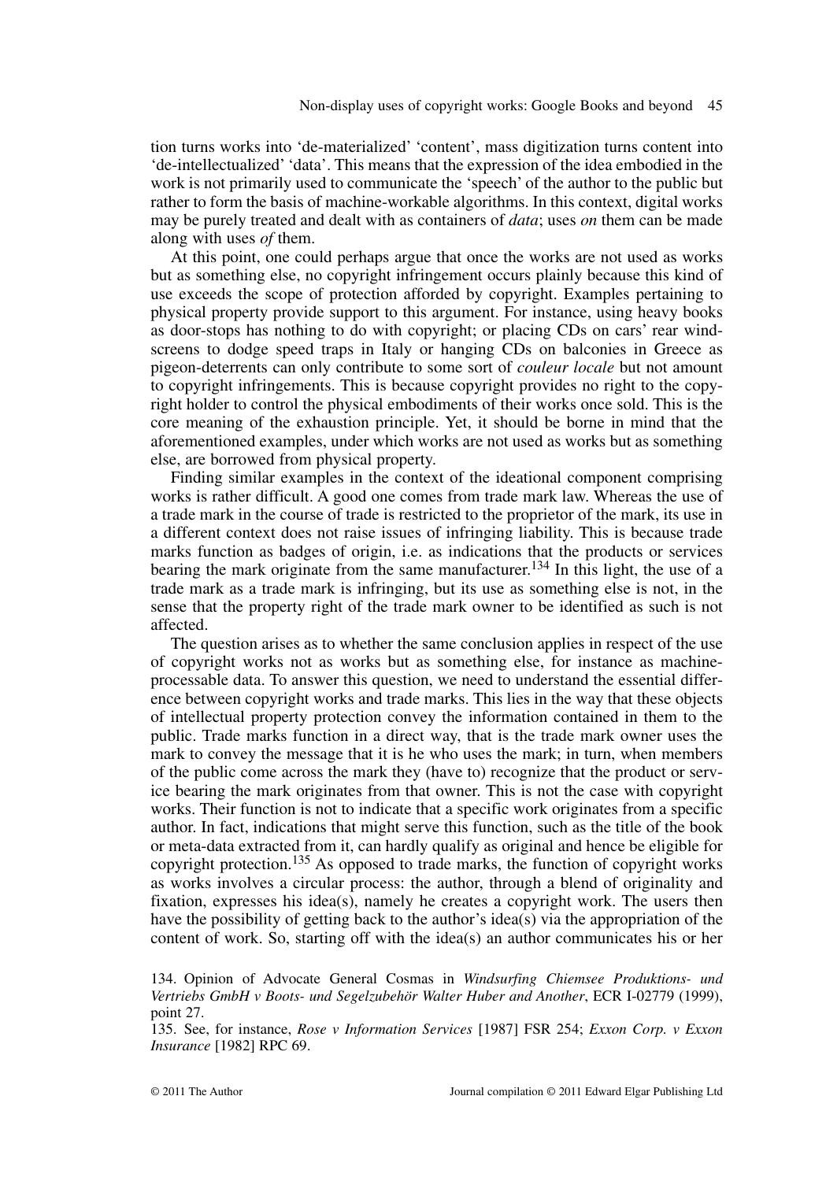tion turns works into 'de-materialized' 'content', mass digitization turns content into 'de-intellectualized' 'data'. This means that the expression of the idea embodied in the work is not primarily used to communicate the 'speech' of the author to the public but rather to form the basis of machine-workable algorithms. In this context, digital works may be purely treated and dealt with as containers of *data*; uses *on* them can be made along with uses *of* them.

At this point, one could perhaps argue that once the works are not used as works but as something else, no copyright infringement occurs plainly because this kind of use exceeds the scope of protection afforded by copyright. Examples pertaining to physical property provide support to this argument. For instance, using heavy books as door-stops has nothing to do with copyright; or placing CDs on cars' rear windscreens to dodge speed traps in Italy or hanging CDs on balconies in Greece as pigeon-deterrents can only contribute to some sort of *couleur locale* but not amount to copyright infringements. This is because copyright provides no right to the copyright holder to control the physical embodiments of their works once sold. This is the core meaning of the exhaustion principle. Yet, it should be borne in mind that the aforementioned examples, under which works are not used as works but as something else, are borrowed from physical property.

Finding similar examples in the context of the ideational component comprising works is rather difficult. A good one comes from trade mark law. Whereas the use of a trade mark in the course of trade is restricted to the proprietor of the mark, its use in a different context does not raise issues of infringing liability. This is because trade marks function as badges of origin, i.e. as indications that the products or services bearing the mark originate from the same manufacturer.[134] In this light, the use of a trade mark as a trade mark is infringing, but its use as something else is not, in the sense that the property right of the trade mark owner to be identified as such is not affected.

The question arises as to whether the same conclusion applies in respect of the use of copyright works not as works but as something else, for instance as machine-processable data. To answer this question, we need to understand the essential difference between copyright works and trade marks. This lies in the way that these objects of intellectual property protection convey the information contained in them to the public. Trade marks function in a direct way, that is the trade mark owner uses the mark to convey the message that it is he who uses the mark; in turn, when members of the public come across the mark they (have to) recognize that the product or service bearing the mark originates from that owner. This is not the case with copyright works. Their function is not to indicate that a specific work originates from a specific author. In fact, indications that might serve this function, such as the title of the book or meta-data extracted from it, can hardly qualify as original and hence be eligible for copyright protection.[135] As opposed to trade marks, the function of copyright works as works involves a circular process: the author, through a blend of originality and fixation, expresses his idea(s), namely he creates a copyright work. The users then have the possibility of getting back to the author's idea(s) via the appropriation of the content of work. So, starting off with the idea(s) an author communicates his or her

134. Opinion of Advocate General Cosmas in *Windsurfing Chiemsee Produktions- und Vertriebs GmbH v Boots- und Segelzubehör Walter Huber and Another*, ECR I-02779 (1999), point 27.

135. See, for instance, *Rose v Information Services* [1987] FSR 254; *Exxon Corp. v Exxon Insurance* [1982] RPC 69.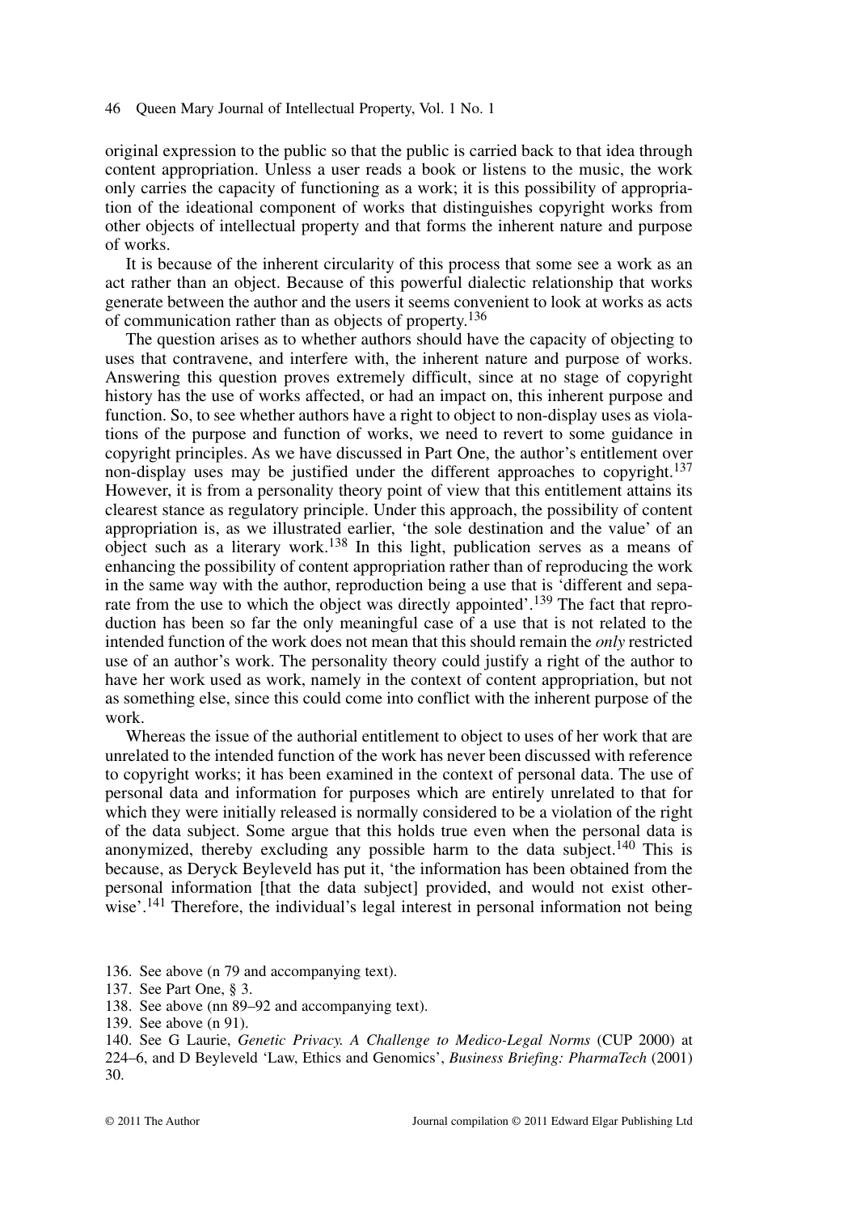original expression to the public so that the public is carried back to that idea through content appropriation. Unless a user reads a book or listens to the music, the work only carries the capacity of functioning as a work; it is this possibility of appropriation of the ideational component of works that distinguishes copyright works from other objects of intellectual property and that forms the inherent nature and purpose of works.

It is because of the inherent circularity of this process that some see a work as an act rather than an object. Because of this powerful dialectic relationship that works generate between the author and the users it seems convenient to look at works as acts of communication rather than as objects of property.[136]

The question arises as to whether authors should have the capacity of objecting to uses that contravene, and interfere with, the inherent nature and purpose of works. Answering this question proves extremely difficult, since at no stage of copyright history has the use of works affected, or had an impact on, this inherent purpose and function. So, to see whether authors have a right to object to non-display uses as violations of the purpose and function of works, we need to revert to some guidance in copyright principles. As we have discussed in Part One, the author's entitlement over non-display uses may be justified under the different approaches to copyright.[137] However, it is from a personality theory point of view that this entitlement attains its clearest stance as regulatory principle. Under this approach, the possibility of content appropriation is, as we illustrated earlier, 'the sole destination and the value' of an object such as a literary work.[138] In this light, publication serves as a means of enhancing the possibility of content appropriation rather than of reproducing the work in the same way with the author, reproduction being a use that is 'different and separate from the use to which the object was directly appointed'.[139] The fact that reproduction has been so far the only meaningful case of a use that is not related to the intended function of the work does not mean that this should remain the *only* restricted use of an author's work. The personality theory could justify a right of the author to have her work used as work, namely in the context of content appropriation, but not as something else, since this could come into conflict with the inherent purpose of the work.

Whereas the issue of the authorial entitlement to object to uses of her work that are unrelated to the intended function of the work has never been discussed with reference to copyright works; it has been examined in the context of personal data. The use of personal data and information for purposes which are entirely unrelated to that for which they were initially released is normally considered to be a violation of the right of the data subject. Some argue that this holds true even when the personal data is anonymized, thereby excluding any possible harm to the data subject.[140] This is because, as Deryck Beyleveld has put it, 'the information has been obtained from the personal information [that the data subject] provided, and would not exist otherwise'.[141] Therefore, the individual's legal interest in personal information not being

136. See above (n 79 and accompanying text).

137. See Part One, § 3.

138. See above (nn 89–92 and accompanying text).

139. See above (n 91).

140. See G Laurie, *Genetic Privacy. A Challenge to Medico-Legal Norms* (CUP 2000) at 224–6, and D Beyleveld 'Law, Ethics and Genomics', *Business Briefing: PharmaTech* (2001) 30.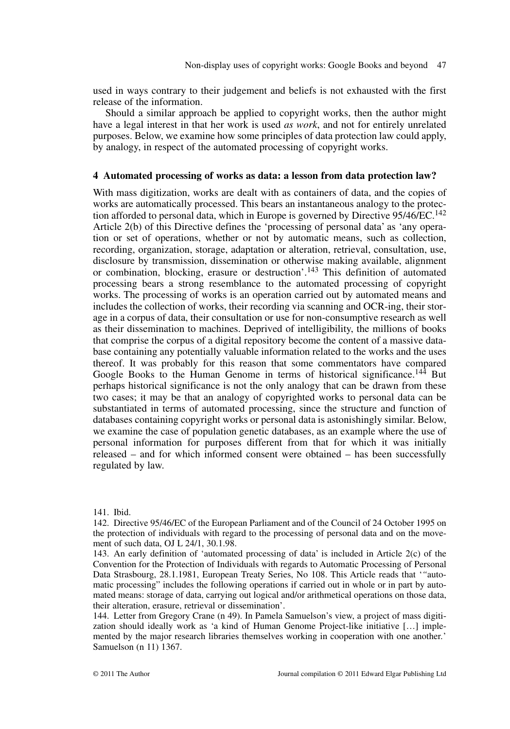used in ways contrary to their judgement and beliefs is not exhausted with the first release of the information.

Should a similar approach be applied to copyright works, then the author might have a legal interest in that her work is used *as work*, and not for entirely unrelated purposes. Below, we examine how some principles of data protection law could apply, by analogy, in respect of the automated processing of copyright works.

## 4 Automated processing of works as data: a lesson from data protection law?

With mass digitization, works are dealt with as containers of data, and the copies of works are automatically processed. This bears an instantaneous analogy to the protection afforded to personal data, which in Europe is governed by Directive 95/46/EC.[142] Article 2(b) of this Directive defines the 'processing of personal data' as 'any operation or set of operations, whether or not by automatic means, such as collection, recording, organization, storage, adaptation or alteration, retrieval, consultation, use, disclosure by transmission, dissemination or otherwise making available, alignment or combination, blocking, erasure or destruction'.[143] This definition of automated processing bears a strong resemblance to the automated processing of copyright works. The processing of works is an operation carried out by automated means and includes the collection of works, their recording via scanning and OCR-ing, their storage in a corpus of data, their consultation or use for non-consumptive research as well as their dissemination to machines. Deprived of intelligibility, the millions of books that comprise the corpus of a digital repository become the content of a massive database containing any potentially valuable information related to the works and the uses thereof. It was probably for this reason that some commentators have compared Google Books to the Human Genome in terms of historical significance.[144] But perhaps historical significance is not the only analogy that can be drawn from these two cases; it may be that an analogy of copyrighted works to personal data can be substantiated in terms of automated processing, since the structure and function of databases containing copyright works or personal data is astonishingly similar. Below, we examine the case of population genetic databases, as an example where the use of personal information for purposes different from that for which it was initially released – and for which informed consent were obtained – has been successfully regulated by law.

141. Ibid.

142. Directive 95/46/EC of the European Parliament and of the Council of 24 October 1995 on the protection of individuals with regard to the processing of personal data and on the movement of such data, OJ L 24/1, 30.1.98.

143. An early definition of 'automated processing of data' is included in Article 2(c) of the Convention for the Protection of Individuals with regards to Automatic Processing of Personal Data Strasbourg, 28.1.1981, European Treaty Series, No 108. This Article reads that '"automatic processing" includes the following operations if carried out in whole or in part by automated means: storage of data, carrying out logical and/or arithmetical operations on those data, their alteration, erasure, retrieval or dissemination'.

144. Letter from Gregory Crane (n 49). In Pamela Samuelson's view, a project of mass digitization should ideally work as 'a kind of Human Genome Project-like initiative […] implemented by the major research libraries themselves working in cooperation with one another.' Samuelson (n 11) 1367.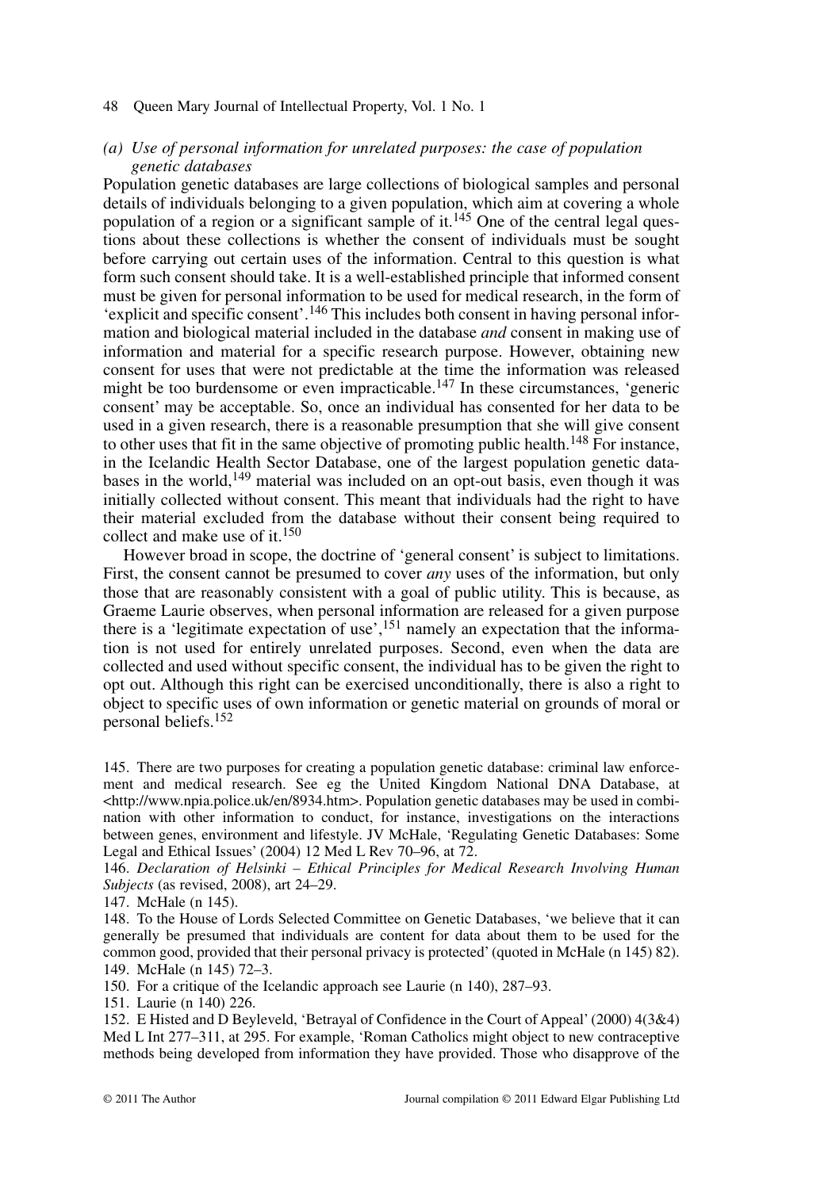### *(a) Use of personal information for unrelated purposes: the case of population genetic databases*

Population genetic databases are large collections of biological samples and personal details of individuals belonging to a given population, which aim at covering a whole population of a region or a significant sample of it.[145] One of the central legal questions about these collections is whether the consent of individuals must be sought before carrying out certain uses of the information. Central to this question is what form such consent should take. It is a well-established principle that informed consent must be given for personal information to be used for medical research, in the form of 'explicit and specific consent'.[146] This includes both consent in having personal information and biological material included in the database *and* consent in making use of information and material for a specific research purpose. However, obtaining new consent for uses that were not predictable at the time the information was released might be too burdensome or even impracticable.[147] In these circumstances, 'generic consent' may be acceptable. So, once an individual has consented for her data to be used in a given research, there is a reasonable presumption that she will give consent to other uses that fit in the same objective of promoting public health.[148] For instance, in the Icelandic Health Sector Database, one of the largest population genetic databases in the world,[149] material was included on an opt-out basis, even though it was initially collected without consent. This meant that individuals had the right to have their material excluded from the database without their consent being required to collect and make use of it.[150]

However broad in scope, the doctrine of 'general consent' is subject to limitations. First, the consent cannot be presumed to cover *any* uses of the information, but only those that are reasonably consistent with a goal of public utility. This is because, as Graeme Laurie observes, when personal information are released for a given purpose there is a 'legitimate expectation of use',[151] namely an expectation that the information is not used for entirely unrelated purposes. Second, even when the data are collected and used without specific consent, the individual has to be given the right to opt out. Although this right can be exercised unconditionally, there is also a right to object to specific uses of own information or genetic material on grounds of moral or personal beliefs.[152]

145. There are two purposes for creating a population genetic database: criminal law enforcement and medical research. See eg the United Kingdom National DNA Database, at <http://www.npia.police.uk/en/8934.htm>. Population genetic databases may be used in combination with other information to conduct, for instance, investigations on the interactions between genes, environment and lifestyle. JV McHale, 'Regulating Genetic Databases: Some Legal and Ethical Issues' (2004) 12 Med L Rev 70–96, at 72.

146. *Declaration of Helsinki – Ethical Principles for Medical Research Involving Human Subjects* (as revised, 2008), art 24–29.

147. McHale (n 145).

148. To the House of Lords Selected Committee on Genetic Databases, 'we believe that it can generally be presumed that individuals are content for data about them to be used for the common good, provided that their personal privacy is protected' (quoted in McHale (n 145) 82).

149. McHale (n 145) 72–3.

150. For a critique of the Icelandic approach see Laurie (n 140), 287–93.

151. Laurie (n 140) 226.

152. E Histed and D Beyleveld, 'Betrayal of Confidence in the Court of Appeal' (2000) 4(3&4) Med L Int 277–311, at 295. For example, 'Roman Catholics might object to new contraceptive methods being developed from information they have provided. Those who disapprove of the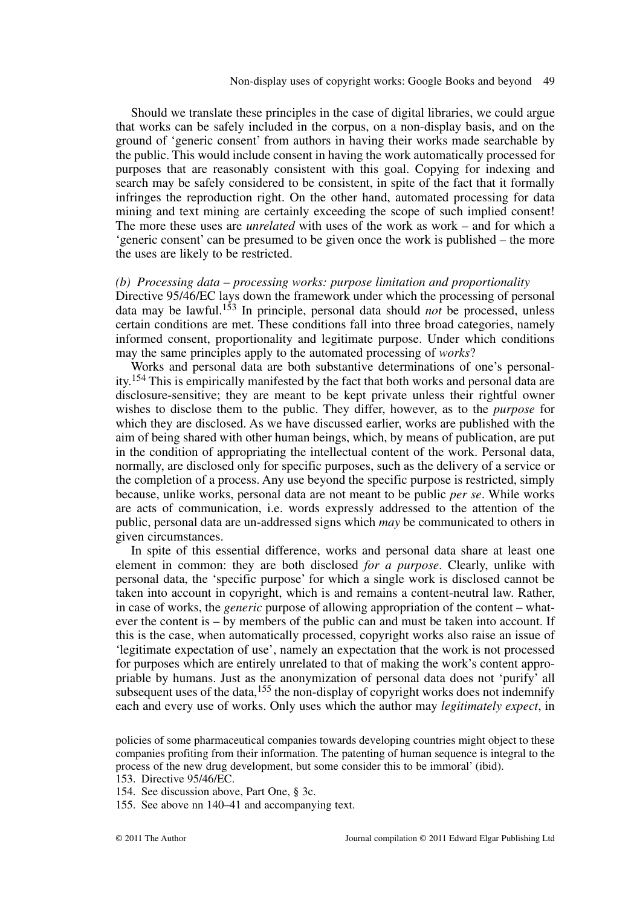Should we translate these principles in the case of digital libraries, we could argue that works can be safely included in the corpus, on a non-display basis, and on the ground of 'generic consent' from authors in having their works made searchable by the public. This would include consent in having the work automatically processed for purposes that are reasonably consistent with this goal. Copying for indexing and search may be safely considered to be consistent, in spite of the fact that it formally infringes the reproduction right. On the other hand, automated processing for data mining and text mining are certainly exceeding the scope of such implied consent! The more these uses are *unrelated* with uses of the work as work – and for which a 'generic consent' can be presumed to be given once the work is published – the more the uses are likely to be restricted.

*(b) Processing data – processing works: purpose limitation and proportionality*

Directive 95/46/EC lays down the framework under which the processing of personal data may be lawful.[153] In principle, personal data should *not* be processed, unless certain conditions are met. These conditions fall into three broad categories, namely informed consent, proportionality and legitimate purpose. Under which conditions may the same principles apply to the automated processing of *works*?

Works and personal data are both substantive determinations of one's personality.[154] This is empirically manifested by the fact that both works and personal data are disclosure-sensitive; they are meant to be kept private unless their rightful owner wishes to disclose them to the public. They differ, however, as to the *purpose* for which they are disclosed. As we have discussed earlier, works are published with the aim of being shared with other human beings, which, by means of publication, are put in the condition of appropriating the intellectual content of the work. Personal data, normally, are disclosed only for specific purposes, such as the delivery of a service or the completion of a process. Any use beyond the specific purpose is restricted, simply because, unlike works, personal data are not meant to be public *per se*. While works are acts of communication, i.e. words expressly addressed to the attention of the public, personal data are un-addressed signs which *may* be communicated to others in given circumstances.

In spite of this essential difference, works and personal data share at least one element in common: they are both disclosed *for a purpose*. Clearly, unlike with personal data, the 'specific purpose' for which a single work is disclosed cannot be taken into account in copyright, which is and remains a content-neutral law. Rather, in case of works, the *generic* purpose of allowing appropriation of the content – whatever the content is – by members of the public can and must be taken into account. If this is the case, when automatically processed, copyright works also raise an issue of 'legitimate expectation of use', namely an expectation that the work is not processed for purposes which are entirely unrelated to that of making the work's content appropriable by humans. Just as the anonymization of personal data does not 'purify' all subsequent uses of the data,[155] the non-display of copyright works does not indemnify each and every use of works. Only uses which the author may *legitimately expect*, in

policies of some pharmaceutical companies towards developing countries might object to these companies profiting from their information. The patenting of human sequence is integral to the process of the new drug development, but some consider this to be immoral' (ibid).

153. Directive 95/46/EC.

154. See discussion above, Part One, § 3c.

155. See above nn 140–41 and accompanying text.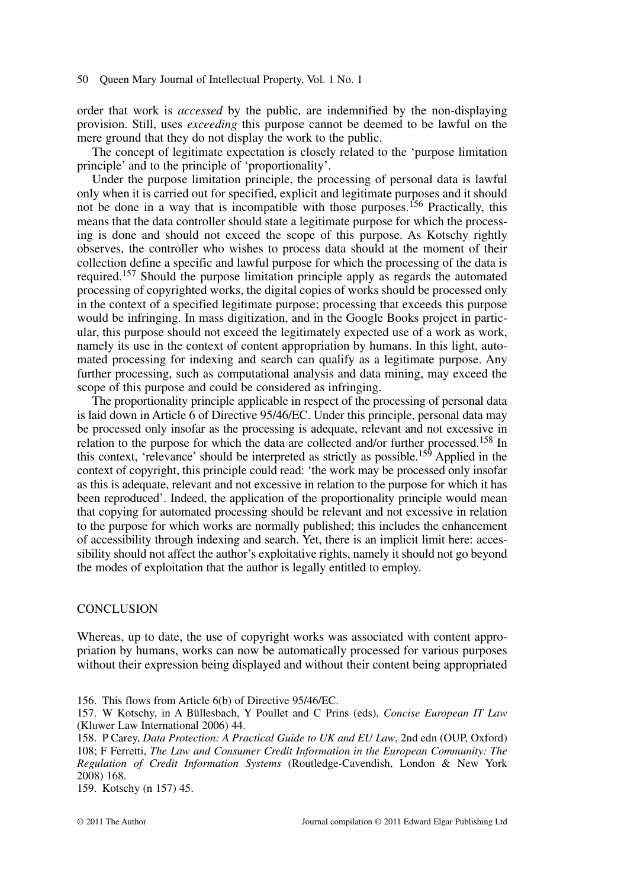order that work is *accessed* by the public, are indemnified by the non-displaying provision. Still, uses *exceeding* this purpose cannot be deemed to be lawful on the mere ground that they do not display the work to the public.

The concept of legitimate expectation is closely related to the 'purpose limitation principle' and to the principle of 'proportionality'.

Under the purpose limitation principle, the processing of personal data is lawful only when it is carried out for specified, explicit and legitimate purposes and it should not be done in a way that is incompatible with those purposes.[156] Practically, this means that the data controller should state a legitimate purpose for which the processing is done and should not exceed the scope of this purpose. As Kotschy rightly observes, the controller who wishes to process data should at the moment of their collection define a specific and lawful purpose for which the processing of the data is required.[157] Should the purpose limitation principle apply as regards the automated processing of copyrighted works, the digital copies of works should be processed only in the context of a specified legitimate purpose; processing that exceeds this purpose would be infringing. In mass digitization, and in the Google Books project in particular, this purpose should not exceed the legitimately expected use of a work as work, namely its use in the context of content appropriation by humans. In this light, automated processing for indexing and search can qualify as a legitimate purpose. Any further processing, such as computational analysis and data mining, may exceed the scope of this purpose and could be considered as infringing.

The proportionality principle applicable in respect of the processing of personal data is laid down in Article 6 of Directive 95/46/EC. Under this principle, personal data may be processed only insofar as the processing is adequate, relevant and not excessive in relation to the purpose for which the data are collected and/or further processed.[158] In this context, 'relevance' should be interpreted as strictly as possible.[159] Applied in the context of copyright, this principle could read: 'the work may be processed only insofar as this is adequate, relevant and not excessive in relation to the purpose for which it has been reproduced'. Indeed, the application of the proportionality principle would mean that copying for automated processing should be relevant and not excessive in relation to the purpose for which works are normally published; this includes the enhancement of accessibility through indexing and search. Yet, there is an implicit limit here: accessibility should not affect the author's exploitative rights, namely it should not go beyond the modes of exploitation that the author is legally entitled to employ.

## CONCLUSION

Whereas, up to date, the use of copyright works was associated with content appropriation by humans, works can now be automatically processed for various purposes without their expression being displayed and without their content being appropriated

156. This flows from Article 6(b) of Directive 95/46/EC.

157. W Kotschy, in A Büllesbach, Y Poullet and C Prins (eds), *Concise European IT Law* (Kluwer Law International 2006) 44.

158. P Carey, *Data Protection: A Practical Guide to UK and EU Law*, 2nd edn (OUP, Oxford) 108; F Ferretti, *The Law and Consumer Credit Information in the European Community: The Regulation of Credit Information Systems* (Routledge-Cavendish, London & New York 2008) 168.

159. Kotschy (n 157) 45.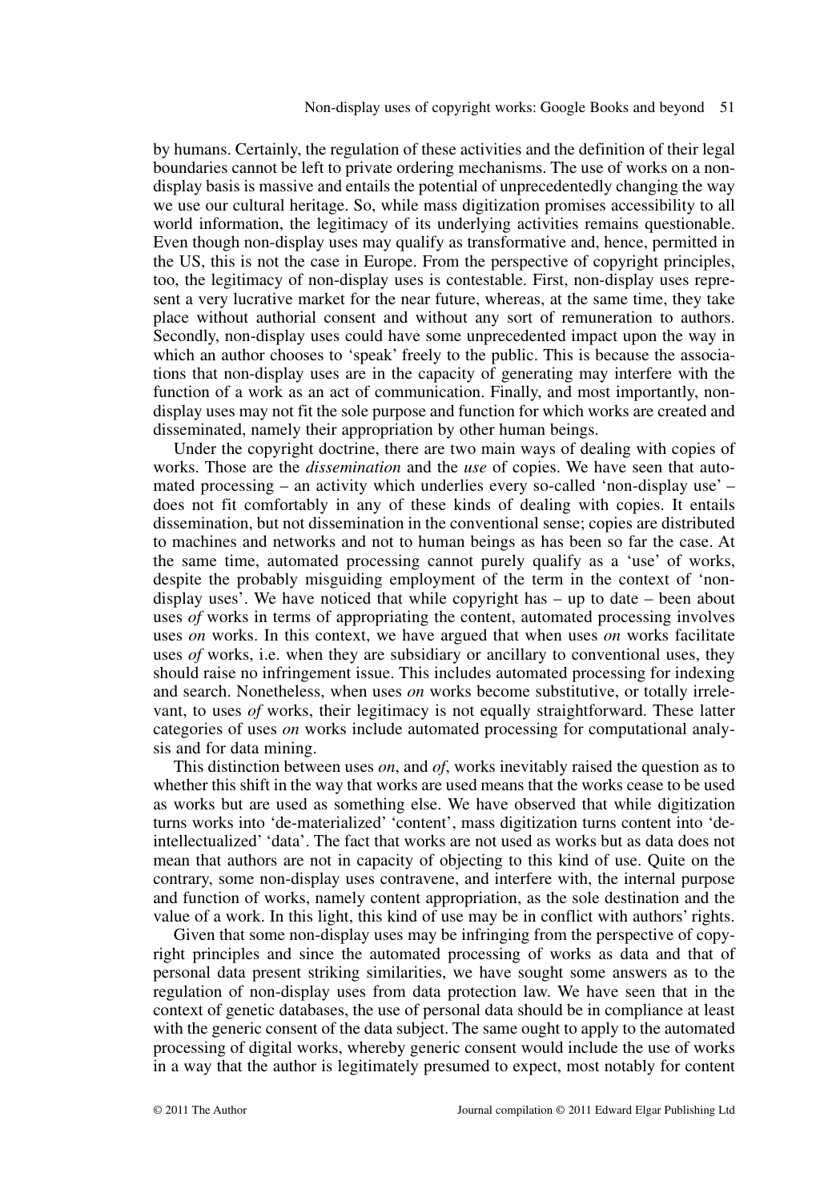by humans. Certainly, the regulation of these activities and the definition of their legal boundaries cannot be left to private ordering mechanisms. The use of works on a non-display basis is massive and entails the potential of unprecedentedly changing the way we use our cultural heritage. So, while mass digitization promises accessibility to all world information, the legitimacy of its underlying activities remains questionable. Even though non-display uses may qualify as transformative and, hence, permitted in the US, this is not the case in Europe. From the perspective of copyright principles, too, the legitimacy of non-display uses is contestable. First, non-display uses represent a very lucrative market for the near future, whereas, at the same time, they take place without authorial consent and without any sort of remuneration to authors. Secondly, non-display uses could have some unprecedented impact upon the way in which an author chooses to 'speak' freely to the public. This is because the associations that non-display uses are in the capacity of generating may interfere with the function of a work as an act of communication. Finally, and most importantly, non-display uses may not fit the sole purpose and function for which works are created and disseminated, namely their appropriation by other human beings.

Under the copyright doctrine, there are two main ways of dealing with copies of works. Those are the *dissemination* and the *use* of copies. We have seen that automated processing – an activity which underlies every so-called 'non-display use' – does not fit comfortably in any of these kinds of dealing with copies. It entails dissemination, but not dissemination in the conventional sense; copies are distributed to machines and networks and not to human beings as has been so far the case. At the same time, automated processing cannot purely qualify as a 'use' of works, despite the probably misguiding employment of the term in the context of 'non-display uses'. We have noticed that while copyright has – up to date – been about uses *of* works in terms of appropriating the content, automated processing involves uses *on* works. In this context, we have argued that when uses *on* works facilitate uses *of* works, i.e. when they are subsidiary or ancillary to conventional uses, they should raise no infringement issue. This includes automated processing for indexing and search. Nonetheless, when uses *on* works become substitutive, or totally irrelevant, to uses *of* works, their legitimacy is not equally straightforward. These latter categories of uses *on* works include automated processing for computational analysis and for data mining.

This distinction between uses *on*, and *of*, works inevitably raised the question as to whether this shift in the way that works are used means that the works cease to be used as works but are used as something else. We have observed that while digitization turns works into 'de-materialized' 'content', mass digitization turns content into 'de-intellectualized' 'data'. The fact that works are not used as works but as data does not mean that authors are not in capacity of objecting to this kind of use. Quite on the contrary, some non-display uses contravene, and interfere with, the internal purpose and function of works, namely content appropriation, as the sole destination and the value of a work. In this light, this kind of use may be in conflict with authors' rights.

Given that some non-display uses may be infringing from the perspective of copyright principles and since the automated processing of works as data and that of personal data present striking similarities, we have sought some answers as to the regulation of non-display uses from data protection law. We have seen that in the context of genetic databases, the use of personal data should be in compliance at least with the generic consent of the data subject. The same ought to apply to the automated processing of digital works, whereby generic consent would include the use of works in a way that the author is legitimately presumed to expect, most notably for content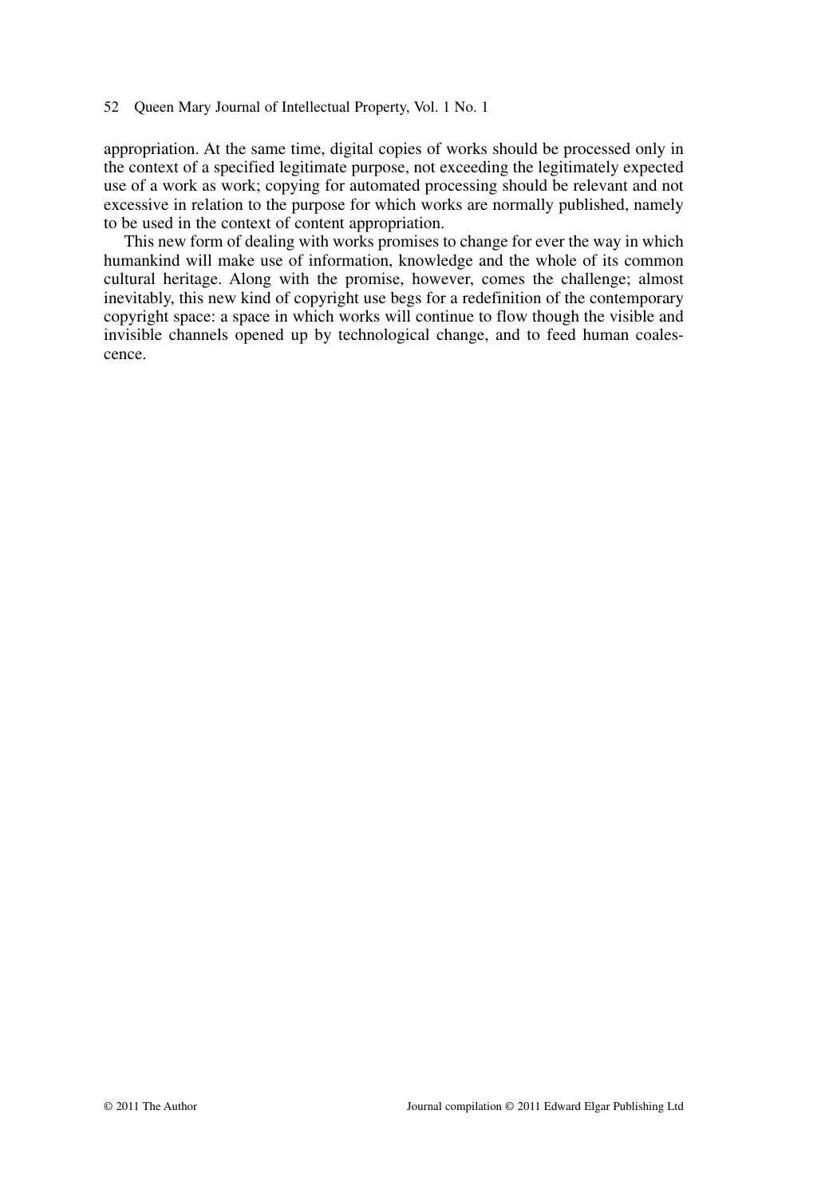appropriation. At the same time, digital copies of works should be processed only in the context of a specified legitimate purpose, not exceeding the legitimately expected use of a work as work; copying for automated processing should be relevant and not excessive in relation to the purpose for which works are normally published, namely to be used in the context of content appropriation.

This new form of dealing with works promises to change for ever the way in which humankind will make use of information, knowledge and the whole of its common cultural heritage. Along with the promise, however, comes the challenge; almost inevitably, this new kind of copyright use begs for a redefinition of the contemporary copyright space: a space in which works will continue to flow though the visible and invisible channels opened up by technological change, and to feed human coalescence.